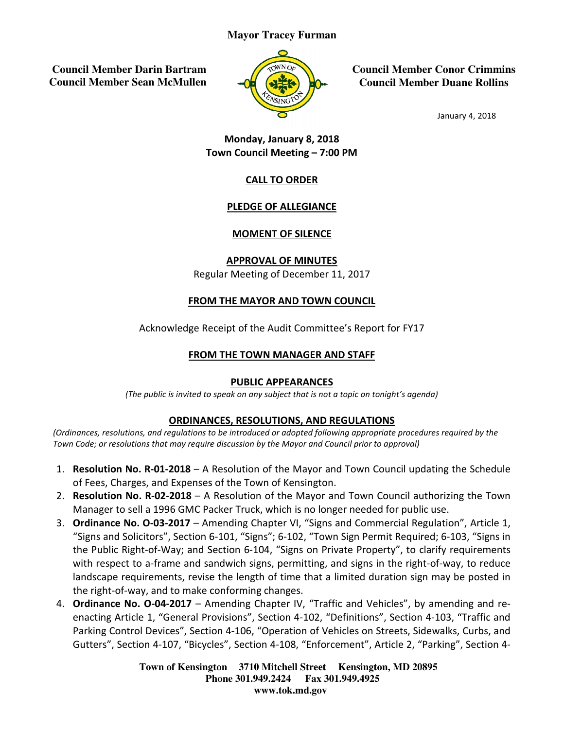**Mayor Tracey Furman**

**Council Member Darin Bartram**
**Council Member Sean McMullen**

**Council Member Conor Crimmins**
**Council Member Duane Rollins**

January 4, 2018

**Monday, January 8, 2018**
**Town Council Meeting – 7:00 PM**

## CALL TO ORDER

## PLEDGE OF ALLEGIANCE

## MOMENT OF SILENCE

## APPROVAL OF MINUTES

Regular Meeting of December 11, 2017

## FROM THE MAYOR AND TOWN COUNCIL

Acknowledge Receipt of the Audit Committee's Report for FY17

## FROM THE TOWN MANAGER AND STAFF

## PUBLIC APPEARANCES

*(The public is invited to speak on any subject that is not a topic on tonight's agenda)*

## ORDINANCES, RESOLUTIONS, AND REGULATIONS

*(Ordinances, resolutions, and regulations to be introduced or adopted following appropriate procedures required by the Town Code; or resolutions that may require discussion by the Mayor and Council prior to approval)*

1. **Resolution No. R-01-2018** – A Resolution of the Mayor and Town Council updating the Schedule of Fees, Charges, and Expenses of the Town of Kensington.
2. **Resolution No. R-02-2018** – A Resolution of the Mayor and Town Council authorizing the Town Manager to sell a 1996 GMC Packer Truck, which is no longer needed for public use.
3. **Ordinance No. O-03-2017** – Amending Chapter VI, "Signs and Commercial Regulation", Article 1, "Signs and Solicitors", Section 6-101, "Signs"; 6-102, "Town Sign Permit Required; 6-103, "Signs in the Public Right-of-Way; and Section 6-104, "Signs on Private Property", to clarify requirements with respect to a-frame and sandwich signs, permitting, and signs in the right-of-way, to reduce landscape requirements, revise the length of time that a limited duration sign may be posted in the right-of-way, and to make conforming changes.
4. **Ordinance No. O-04-2017** – Amending Chapter IV, "Traffic and Vehicles", by amending and re-enacting Article 1, "General Provisions", Section 4-102, "Definitions", Section 4-103, "Traffic and Parking Control Devices", Section 4-106, "Operation of Vehicles on Streets, Sidewalks, Curbs, and Gutters", Section 4-107, "Bicycles", Section 4-108, "Enforcement", Article 2, "Parking", Section 4-

**Town of Kensington 3710 Mitchell Street Kensington, MD 20895**
**Phone 301.949.2424 Fax 301.949.4925**
**www.tok.md.gov**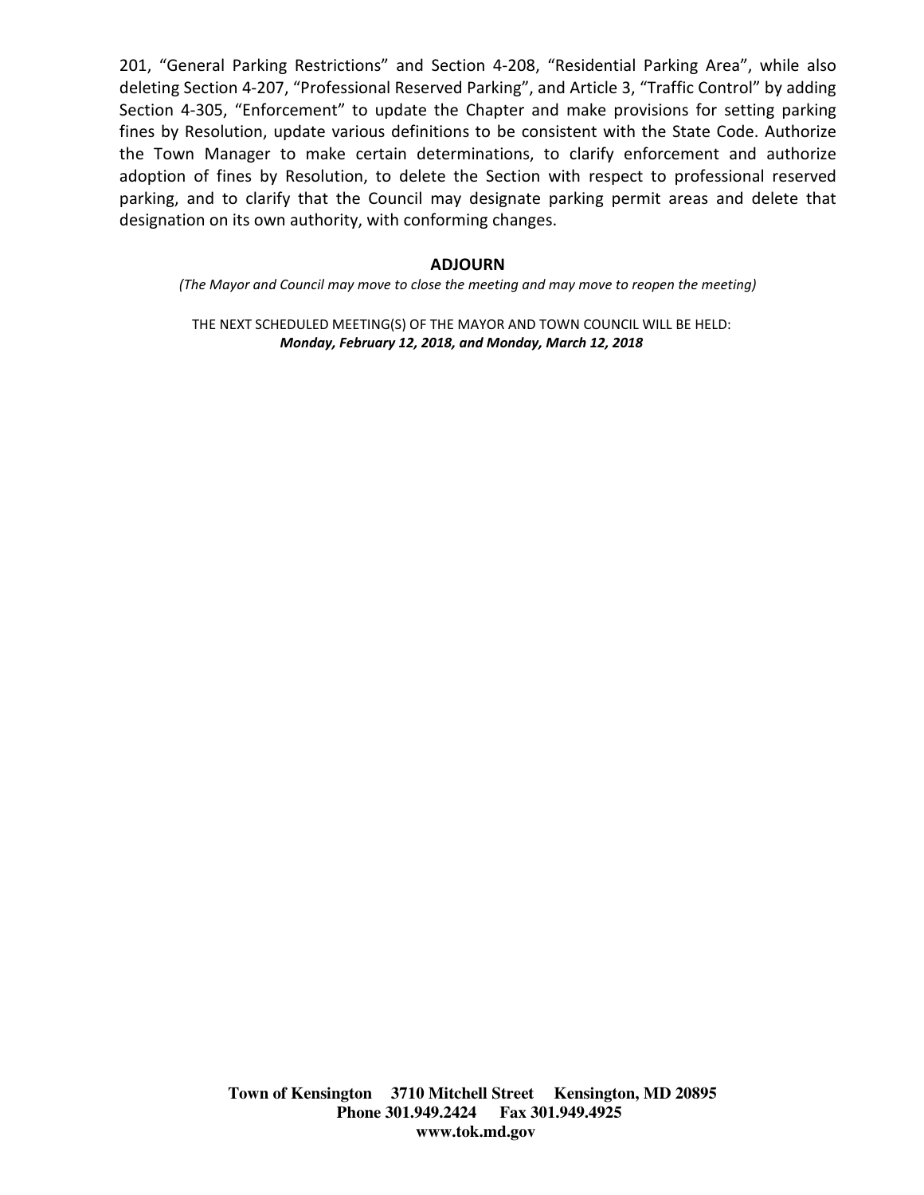201, "General Parking Restrictions" and Section 4-208, "Residential Parking Area", while also deleting Section 4-207, "Professional Reserved Parking", and Article 3, "Traffic Control" by adding Section 4-305, "Enforcement" to update the Chapter and make provisions for setting parking fines by Resolution, update various definitions to be consistent with the State Code. Authorize the Town Manager to make certain determinations, to clarify enforcement and authorize adoption of fines by Resolution, to delete the Section with respect to professional reserved parking, and to clarify that the Council may designate parking permit areas and delete that designation on its own authority, with conforming changes.

**ADJOURN**

*(The Mayor and Council may move to close the meeting and may move to reopen the meeting)*

THE NEXT SCHEDULED MEETING(S) OF THE MAYOR AND TOWN COUNCIL WILL BE HELD:
***Monday, February 12, 2018, and Monday, March 12, 2018***

**Town of Kensington 3710 Mitchell Street Kensington, MD 20895**
**Phone 301.949.2424 Fax 301.949.4925**
**www.tok.md.gov**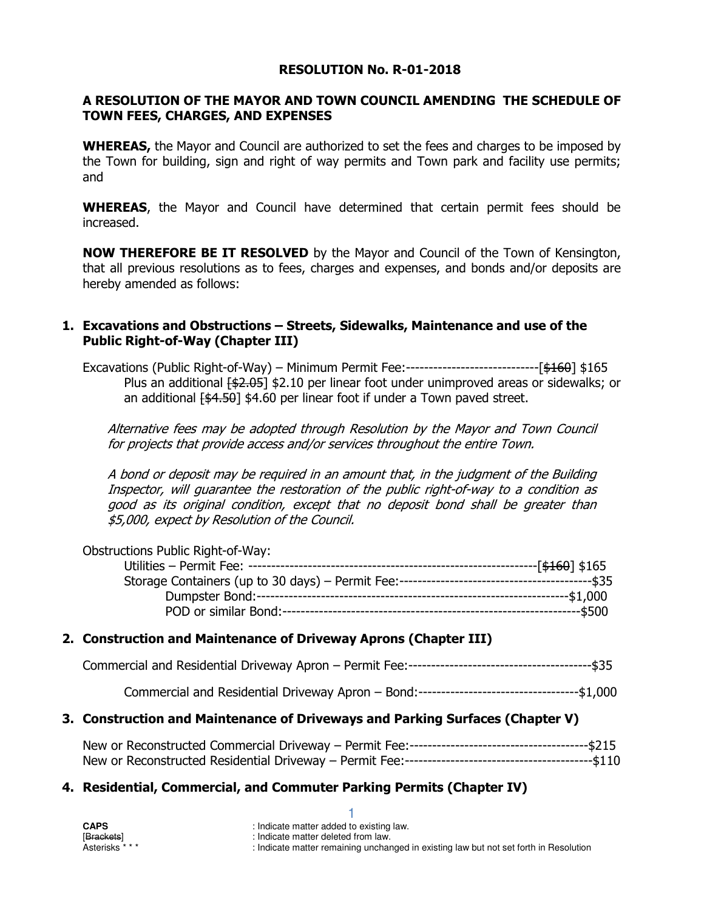**RESOLUTION No. R-01-2018**

**A RESOLUTION OF THE MAYOR AND TOWN COUNCIL AMENDING THE SCHEDULE OF TOWN FEES, CHARGES, AND EXPENSES**

**WHEREAS,** the Mayor and Council are authorized to set the fees and charges to be imposed by the Town for building, sign and right of way permits and Town park and facility use permits; and

**WHEREAS**, the Mayor and Council have determined that certain permit fees should be increased.

**NOW THEREFORE BE IT RESOLVED** by the Mayor and Council of the Town of Kensington, that all previous resolutions as to fees, charges and expenses, and bonds and/or deposits are hereby amended as follows:

## 1. Excavations and Obstructions – Streets, Sidewalks, Maintenance and use of the Public Right-of-Way (Chapter III)

Excavations (Public Right-of-Way) – Minimum Permit Fee:----------------------------[~~$160~~] $165

Plus an additional [~~$2.05~~] $2.10 per linear foot under unimproved areas or sidewalks; or an additional [~~$4.50~~] $4.60 per linear foot if under a Town paved street.

*Alternative fees may be adopted through Resolution by the Mayor and Town Council for projects that provide access and/or services throughout the entire Town.*

*A bond or deposit may be required in an amount that, in the judgment of the Building Inspector, will guarantee the restoration of the public right-of-way to a condition as good as its original condition, except that no deposit bond shall be greater than $5,000, expect by Resolution of the Council.*

Obstructions Public Right-of-Way:

Utilities – Permit Fee: ---------------------------------------------------------------[~~$160~~] $165

Storage Containers (up to 30 days) – Permit Fee:------------------------------------------$35

Dumpster Bond:-------------------------------------------------------------------$1,000

POD or similar Bond:-----------------------------------------------------------------$500

## 2. Construction and Maintenance of Driveway Aprons (Chapter III)

Commercial and Residential Driveway Apron – Permit Fee:----------------------------------------$35

Commercial and Residential Driveway Apron – Bond:----------------------------------$1,000

## 3. Construction and Maintenance of Driveways and Parking Surfaces (Chapter V)

New or Reconstructed Commercial Driveway – Permit Fee:--------------------------------------$215

New or Reconstructed Residential Driveway – Permit Fee:-----------------------------------------$110

## 4. Residential, Commercial, and Commuter Parking Permits (Chapter IV)

**CAPS** : Indicate matter added to existing law.
[~~Brackets~~] : Indicate matter deleted from law.
Asterisks * * * : Indicate matter remaining unchanged in existing law but not set forth in Resolution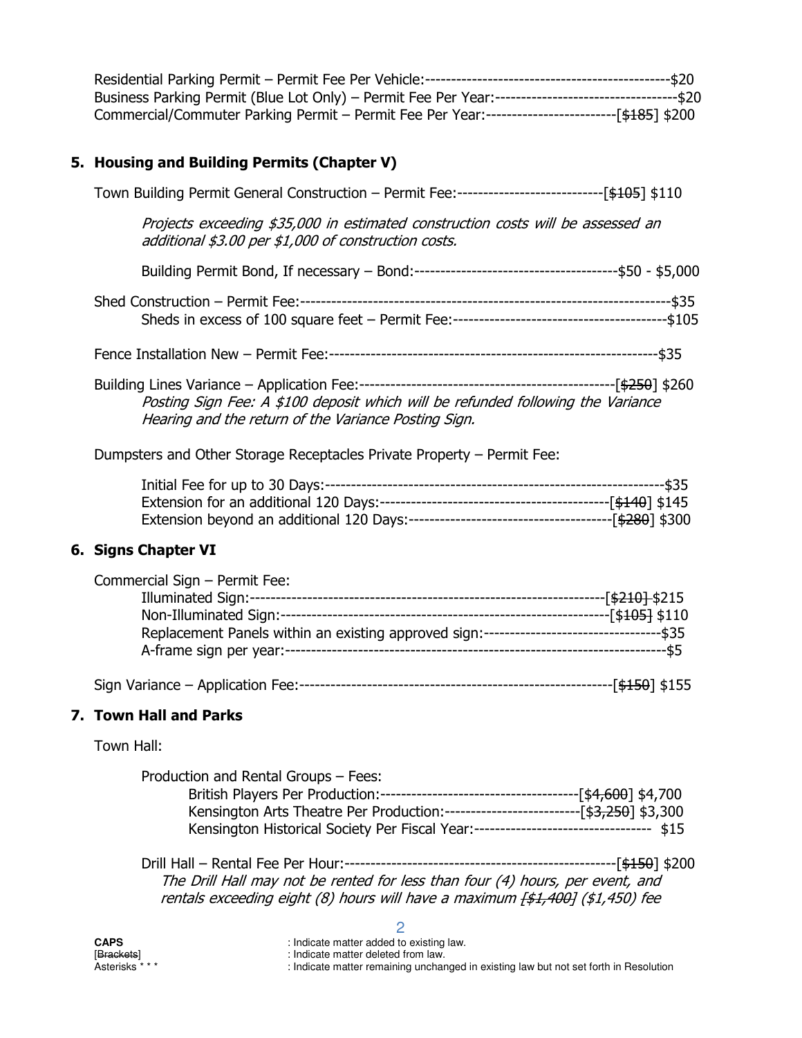Residential Parking Permit – Permit Fee Per Vehicle:-----------------------------------------------$20
Business Parking Permit (Blue Lot Only) – Permit Fee Per Year:-----------------------------------$20
Commercial/Commuter Parking Permit – Permit Fee Per Year:-------------------------[~~$185~~] $200

## 5. Housing and Building Permits (Chapter V)

Town Building Permit General Construction – Permit Fee:----------------------------[~~$105~~] $110

*Projects exceeding $35,000 in estimated construction costs will be assessed an additional $3.00 per $1,000 of construction costs.*

Building Permit Bond, If necessary – Bond:---------------------------------------$50 - $5,000

Shed Construction – Permit Fee:---------------------------------------------------------------------$35
Sheds in excess of 100 square feet – Permit Fee:-----------------------------------------$105

Fence Installation New – Permit Fee:--------------------------------------------------------------$35

Building Lines Variance – Application Fee:-------------------------------------------------[~~$250~~] $260
*Posting Sign Fee: A $100 deposit which will be refunded following the Variance Hearing and the return of the Variance Posting Sign.*

Dumpsters and Other Storage Receptacles Private Property – Permit Fee:

Initial Fee for up to 30 Days:-----------------------------------------------------------------$35
Extension for an additional 120 Days:-------------------------------------------[~~$140~~] $145
Extension beyond an additional 120 Days:---------------------------------------[~~$280~~] $300

## 6. Signs Chapter VI

Commercial Sign – Permit Fee:
Illuminated Sign:-------------------------------------------------------------------[~~$210~~] $215
Non-Illuminated Sign:--------------------------------------------------------------[~~$105~~] $110
Replacement Panels within an existing approved sign:----------------------------------$35
A-frame sign per year:---------------------------------------------------------------------$5

Sign Variance – Application Fee:------------------------------------------------------------[~~$150~~] $155

## 7. Town Hall and Parks

Town Hall:

Production and Rental Groups – Fees:
British Players Per Production:--------------------------------------[~~$4,600~~] $4,700
Kensington Arts Theatre Per Production:--------------------------[~~$3,250~~] $3,300
Kensington Historical Society Per Fiscal Year:---------------------------------- $15

Drill Hall – Rental Fee Per Hour:----------------------------------------------------[~~$150~~] $200
*The Drill Hall may not be rented for less than four (4) hours, per event, and rentals exceeding eight (8) hours will have a maximum [~~$1,400~~] ($1,450) fee*

**CAPS** : Indicate matter added to existing law.
[~~Brackets~~] : Indicate matter deleted from law.
Asterisks * * * : Indicate matter remaining unchanged in existing law but not set forth in Resolution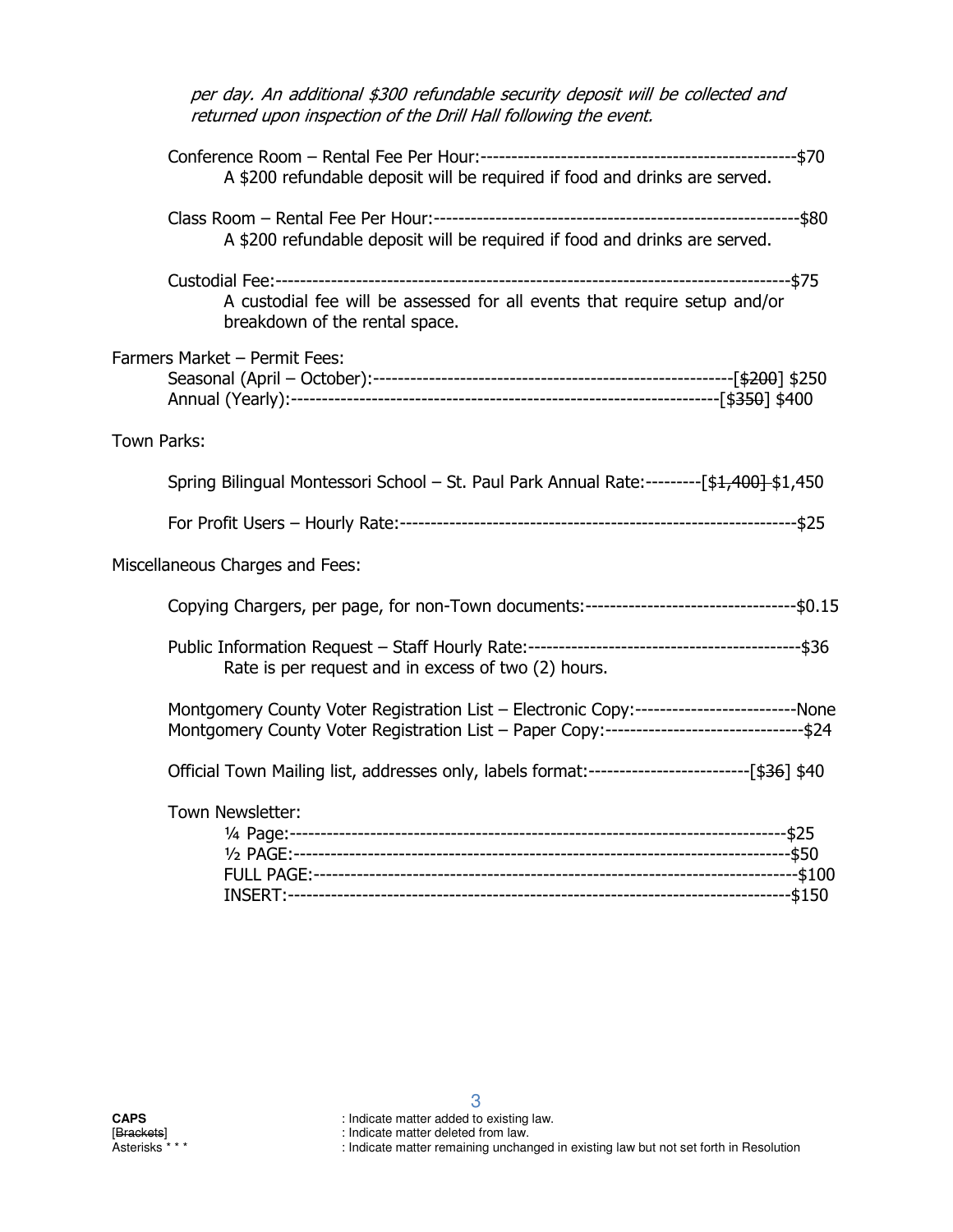*per day. An additional $300 refundable security deposit will be collected and returned upon inspection of the Drill Hall following the event.*

Conference Room – Rental Fee Per Hour:---------------------------------------------------$70
A $200 refundable deposit will be required if food and drinks are served.

Class Room – Rental Fee Per Hour:-----------------------------------------------------------$80
A $200 refundable deposit will be required if food and drinks are served.

Custodial Fee:-------------------------------------------------------------------------------------$75
A custodial fee will be assessed for all events that require setup and/or breakdown of the rental space.

Farmers Market – Permit Fees:

Seasonal (April – October):---------------------------------------------------------[~~$200~~] $250
Annual (Yearly):---------------------------------------------------------------------[~~$350~~] $400

Town Parks:

Spring Bilingual Montessori School – St. Paul Park Annual Rate:---------[~~$1,400~~] $1,450

For Profit Users – Hourly Rate:-----------------------------------------------------------------$25

Miscellaneous Charges and Fees:

Copying Chargers, per page, for non-Town documents:----------------------------------$0.15

Public Information Request – Staff Hourly Rate:---------------------------------------------$36
Rate is per request and in excess of two (2) hours.

Montgomery County Voter Registration List – Electronic Copy:--------------------------None
Montgomery County Voter Registration List – Paper Copy:--------------------------------$24

Official Town Mailing list, addresses only, labels format:--------------------------[~~$36~~] $40

Town Newsletter:

¼ Page:-----------------------------------------------------------------------------------$25
½ PAGE:----------------------------------------------------------------------------------$50
FULL PAGE:------------------------------------------------------------------------------$100
INSERT:----------------------------------------------------------------------------------$150

**CAPS** : Indicate matter added to existing law.
[~~Brackets~~] : Indicate matter deleted from law.
Asterisks * * * : Indicate matter remaining unchanged in existing law but not set forth in Resolution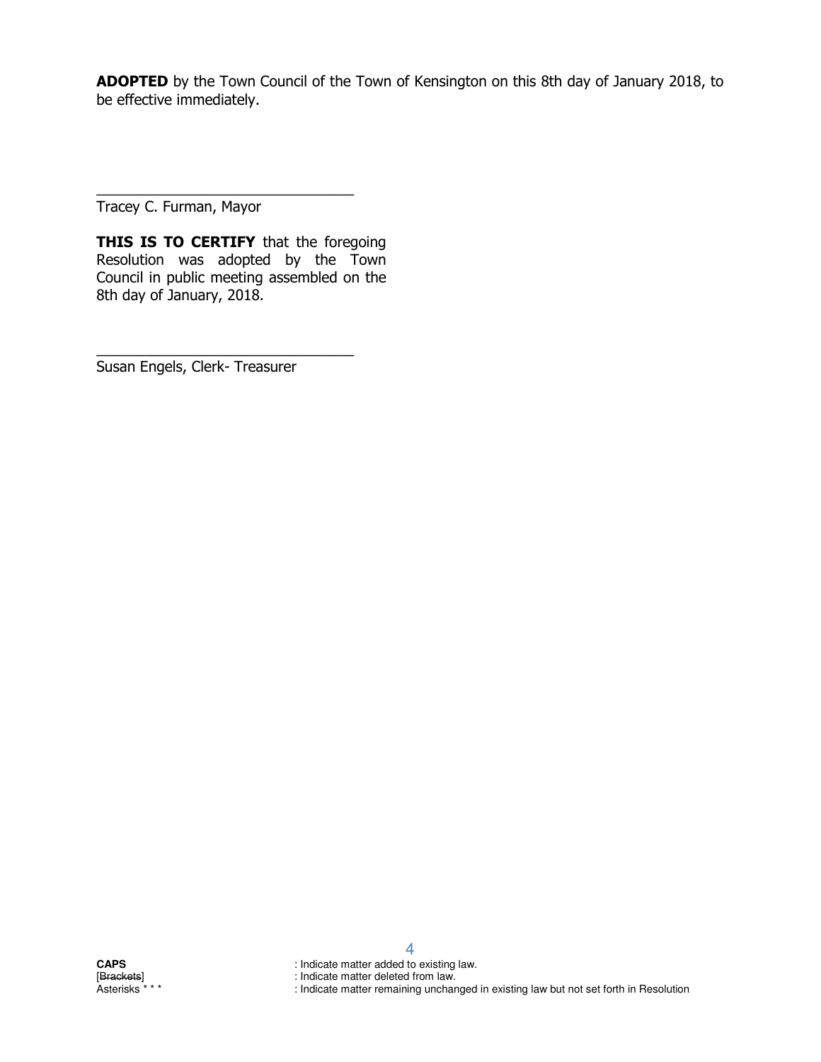**ADOPTED** by the Town Council of the Town of Kensington on this 8th day of January 2018, to be effective immediately.

\_\_\_\_\_\_\_\_\_\_\_\_\_\_\_\_\_\_\_\_\_\_\_\_\_\_\_\_\_\_\_\_

Tracey C. Furman, Mayor

**THIS IS TO CERTIFY** that the foregoing Resolution was adopted by the Town Council in public meeting assembled on the 8th day of January, 2018.

\_\_\_\_\_\_\_\_\_\_\_\_\_\_\_\_\_\_\_\_\_\_\_\_\_\_\_\_\_\_\_\_

Susan Engels, Clerk- Treasurer

**CAPS** : Indicate matter added to existing law.
[~~Brackets~~] : Indicate matter deleted from law.
Asterisks * * * : Indicate matter remaining unchanged in existing law but not set forth in Resolution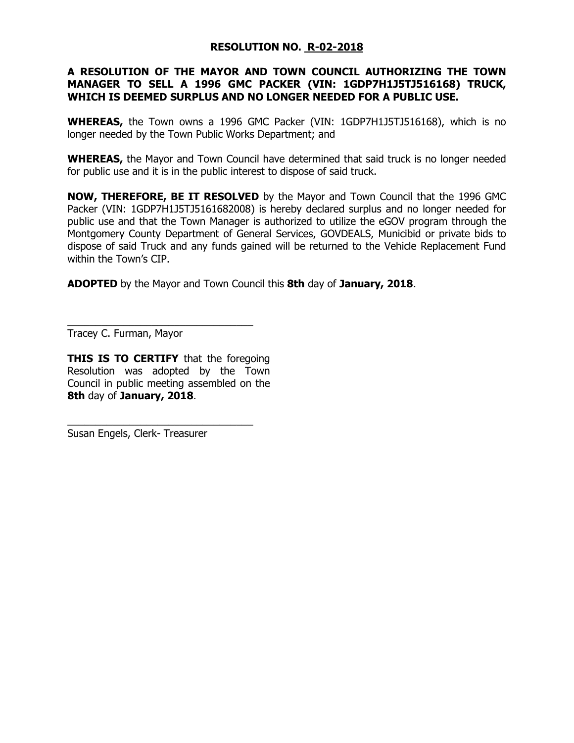**RESOLUTION NO. R-02-2018**

**A RESOLUTION OF THE MAYOR AND TOWN COUNCIL AUTHORIZING THE TOWN MANAGER TO SELL A 1996 GMC PACKER (VIN: 1GDP7H1J5TJ516168) TRUCK, WHICH IS DEEMED SURPLUS AND NO LONGER NEEDED FOR A PUBLIC USE.**

**WHEREAS,** the Town owns a 1996 GMC Packer (VIN: 1GDP7H1J5TJ516168), which is no longer needed by the Town Public Works Department; and

**WHEREAS,** the Mayor and Town Council have determined that said truck is no longer needed for public use and it is in the public interest to dispose of said truck.

**NOW, THEREFORE, BE IT RESOLVED** by the Mayor and Town Council that the 1996 GMC Packer (VIN: 1GDP7H1J5TJ5161682008) is hereby declared surplus and no longer needed for public use and that the Town Manager is authorized to utilize the eGOV program through the Montgomery County Department of General Services, GOVDEALS, Municibid or private bids to dispose of said Truck and any funds gained will be returned to the Vehicle Replacement Fund within the Town's CIP.

**ADOPTED** by the Mayor and Town Council this **8th** day of **January, 2018**.

\_\_\_\_\_\_\_\_\_\_\_\_\_\_\_\_\_\_\_\_\_\_\_\_\_\_\_\_\_\_\_\_\_\_

Tracey C. Furman, Mayor

**THIS IS TO CERTIFY** that the foregoing Resolution was adopted by the Town Council in public meeting assembled on the **8th** day of **January, 2018**.

\_\_\_\_\_\_\_\_\_\_\_\_\_\_\_\_\_\_\_\_\_\_\_\_\_\_\_\_\_\_\_\_\_\_

Susan Engels, Clerk- Treasurer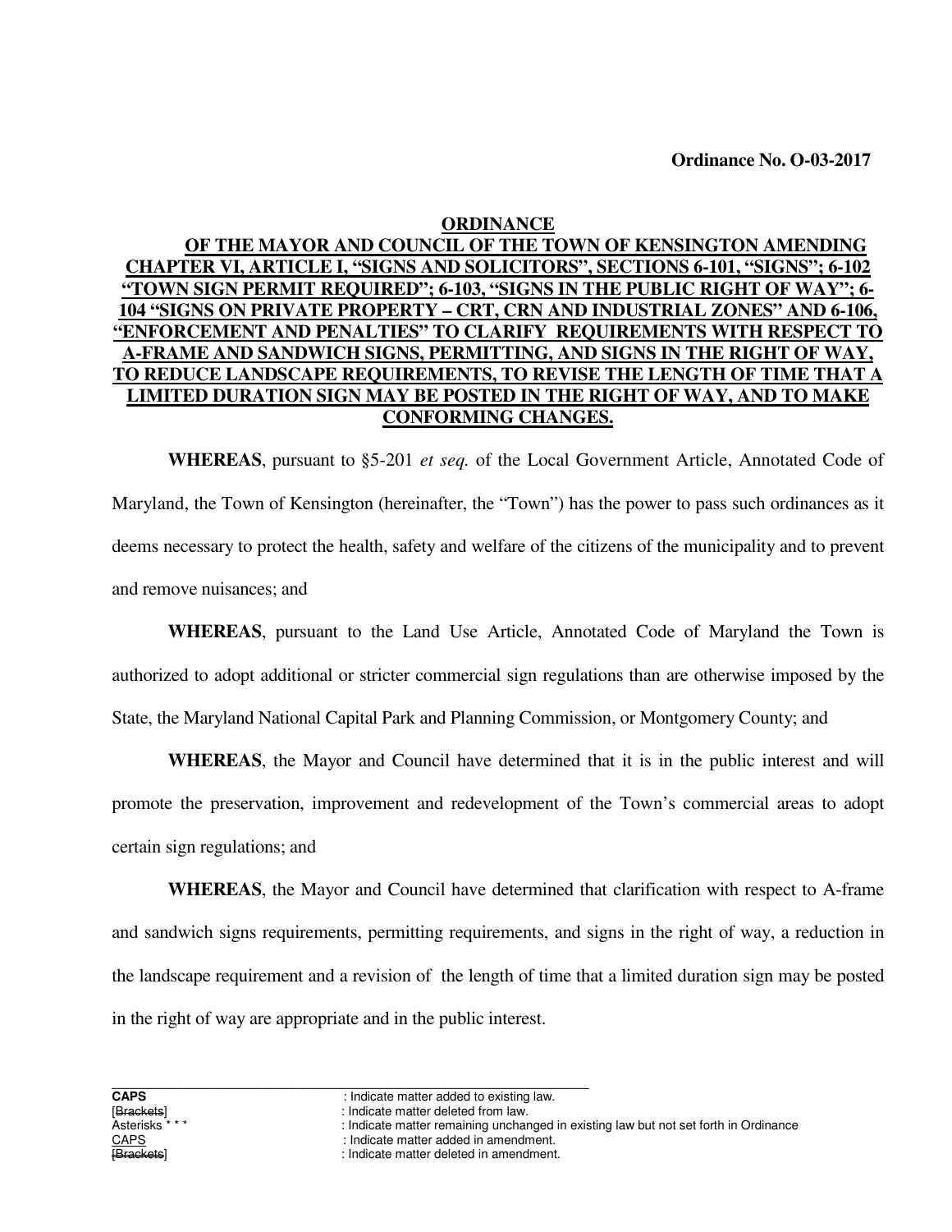**Ordinance No. O-03-2017**

**ORDINANCE**

**OF THE MAYOR AND COUNCIL OF THE TOWN OF KENSINGTON AMENDING CHAPTER VI, ARTICLE I, "SIGNS AND SOLICITORS", SECTIONS 6-101, "SIGNS"; 6-102 "TOWN SIGN PERMIT REQUIRED"; 6-103, "SIGNS IN THE PUBLIC RIGHT OF WAY"; 6-104 "SIGNS ON PRIVATE PROPERTY – CRT, CRN AND INDUSTRIAL ZONES" AND 6-106, "ENFORCEMENT AND PENALTIES" TO CLARIFY REQUIREMENTS WITH RESPECT TO A-FRAME AND SANDWICH SIGNS, PERMITTING, AND SIGNS IN THE RIGHT OF WAY, TO REDUCE LANDSCAPE REQUIREMENTS, TO REVISE THE LENGTH OF TIME THAT A LIMITED DURATION SIGN MAY BE POSTED IN THE RIGHT OF WAY, AND TO MAKE CONFORMING CHANGES.**

**WHEREAS**, pursuant to §5-201 *et seq.* of the Local Government Article, Annotated Code of Maryland, the Town of Kensington (hereinafter, the "Town") has the power to pass such ordinances as it deems necessary to protect the health, safety and welfare of the citizens of the municipality and to prevent and remove nuisances; and

**WHEREAS**, pursuant to the Land Use Article, Annotated Code of Maryland the Town is authorized to adopt additional or stricter commercial sign regulations than are otherwise imposed by the State, the Maryland National Capital Park and Planning Commission, or Montgomery County; and

**WHEREAS**, the Mayor and Council have determined that it is in the public interest and will promote the preservation, improvement and redevelopment of the Town's commercial areas to adopt certain sign regulations; and

**WHEREAS**, the Mayor and Council have determined that clarification with respect to A-frame and sandwich signs requirements, permitting requirements, and signs in the right of way, a reduction in the landscape requirement and a revision of the length of time that a limited duration sign may be posted in the right of way are appropriate and in the public interest.

---

**CAPS** : Indicate matter added to existing law.
[~~Brackets~~] : Indicate matter deleted from law.
Asterisks * * * : Indicate matter remaining unchanged in existing law but not set forth in Ordinance
<u>CAPS</u> : Indicate matter added in amendment.
~~[Brackets]~~ : Indicate matter deleted in amendment.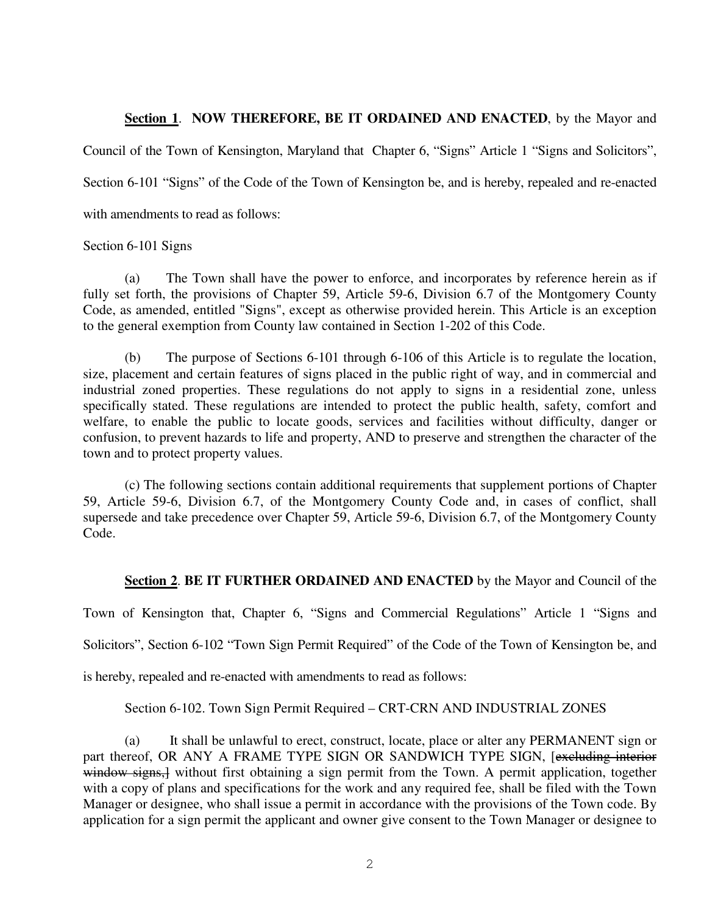**Section 1**. **NOW THEREFORE, BE IT ORDAINED AND ENACTED**, by the Mayor and Council of the Town of Kensington, Maryland that Chapter 6, "Signs" Article 1 "Signs and Solicitors", Section 6-101 "Signs" of the Code of the Town of Kensington be, and is hereby, repealed and re-enacted with amendments to read as follows:

Section 6-101 Signs

(a) The Town shall have the power to enforce, and incorporates by reference herein as if fully set forth, the provisions of Chapter 59, Article 59-6, Division 6.7 of the Montgomery County Code, as amended, entitled "Signs", except as otherwise provided herein. This Article is an exception to the general exemption from County law contained in Section 1-202 of this Code.

(b) The purpose of Sections 6-101 through 6-106 of this Article is to regulate the location, size, placement and certain features of signs placed in the public right of way, and in commercial and industrial zoned properties. These regulations do not apply to signs in a residential zone, unless specifically stated. These regulations are intended to protect the public health, safety, comfort and welfare, to enable the public to locate goods, services and facilities without difficulty, danger or confusion, to prevent hazards to life and property, AND to preserve and strengthen the character of the town and to protect property values.

(c) The following sections contain additional requirements that supplement portions of Chapter 59, Article 59-6, Division 6.7, of the Montgomery County Code and, in cases of conflict, shall supersede and take precedence over Chapter 59, Article 59-6, Division 6.7, of the Montgomery County Code.

**Section 2**. **BE IT FURTHER ORDAINED AND ENACTED** by the Mayor and Council of the Town of Kensington that, Chapter 6, "Signs and Commercial Regulations" Article 1 "Signs and Solicitors", Section 6-102 "Town Sign Permit Required" of the Code of the Town of Kensington be, and is hereby, repealed and re-enacted with amendments to read as follows:

Section 6-102. Town Sign Permit Required – CRT-CRN AND INDUSTRIAL ZONES

(a) It shall be unlawful to erect, construct, locate, place or alter any PERMANENT sign or part thereof, OR ANY A FRAME TYPE SIGN OR SANDWICH TYPE SIGN, [~~excluding interior window signs,~~] without first obtaining a sign permit from the Town. A permit application, together with a copy of plans and specifications for the work and any required fee, shall be filed with the Town Manager or designee, who shall issue a permit in accordance with the provisions of the Town code. By application for a sign permit the applicant and owner give consent to the Town Manager or designee to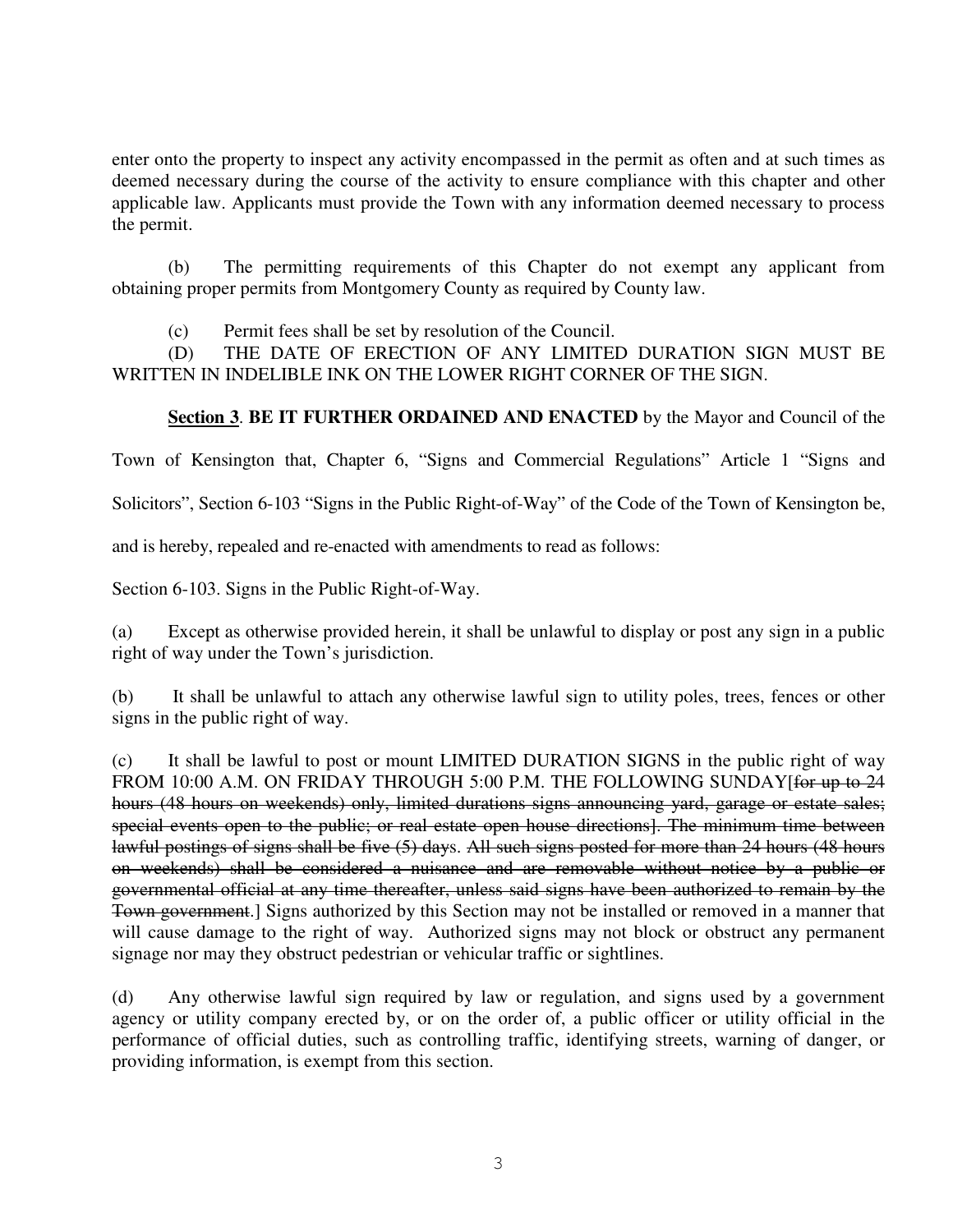enter onto the property to inspect any activity encompassed in the permit as often and at such times as deemed necessary during the course of the activity to ensure compliance with this chapter and other applicable law. Applicants must provide the Town with any information deemed necessary to process the permit.

(b) The permitting requirements of this Chapter do not exempt any applicant from obtaining proper permits from Montgomery County as required by County law.

(c) Permit fees shall be set by resolution of the Council.

(D) THE DATE OF ERECTION OF ANY LIMITED DURATION SIGN MUST BE WRITTEN IN INDELIBLE INK ON THE LOWER RIGHT CORNER OF THE SIGN.

**Section 3**. **BE IT FURTHER ORDAINED AND ENACTED** by the Mayor and Council of the Town of Kensington that, Chapter 6, "Signs and Commercial Regulations" Article 1 "Signs and Solicitors", Section 6-103 "Signs in the Public Right-of-Way" of the Code of the Town of Kensington be, and is hereby, repealed and re-enacted with amendments to read as follows:

Section 6-103. Signs in the Public Right-of-Way.

(a) Except as otherwise provided herein, it shall be unlawful to display or post any sign in a public right of way under the Town's jurisdiction.

(b) It shall be unlawful to attach any otherwise lawful sign to utility poles, trees, fences or other signs in the public right of way.

(c) It shall be lawful to post or mount LIMITED DURATION SIGNS in the public right of way FROM 10:00 A.M. ON FRIDAY THROUGH 5:00 P.M. THE FOLLOWING SUNDAY[~~for up to 24 hours (48 hours on weekends) only, limited durations signs announcing yard, garage or estate sales; special events open to the public; or real estate open house directions~~]. ~~The minimum time between lawful postings of signs shall be five (5) days~~. ~~All such signs posted for more than 24 hours (48 hours on weekends) shall be considered a nuisance and are removable without notice by a public or governmental official at any time thereafter, unless said signs have been authorized to remain by the Town government~~.] Signs authorized by this Section may not be installed or removed in a manner that will cause damage to the right of way. Authorized signs may not block or obstruct any permanent signage nor may they obstruct pedestrian or vehicular traffic or sightlines.

(d) Any otherwise lawful sign required by law or regulation, and signs used by a government agency or utility company erected by, or on the order of, a public officer or utility official in the performance of official duties, such as controlling traffic, identifying streets, warning of danger, or providing information, is exempt from this section.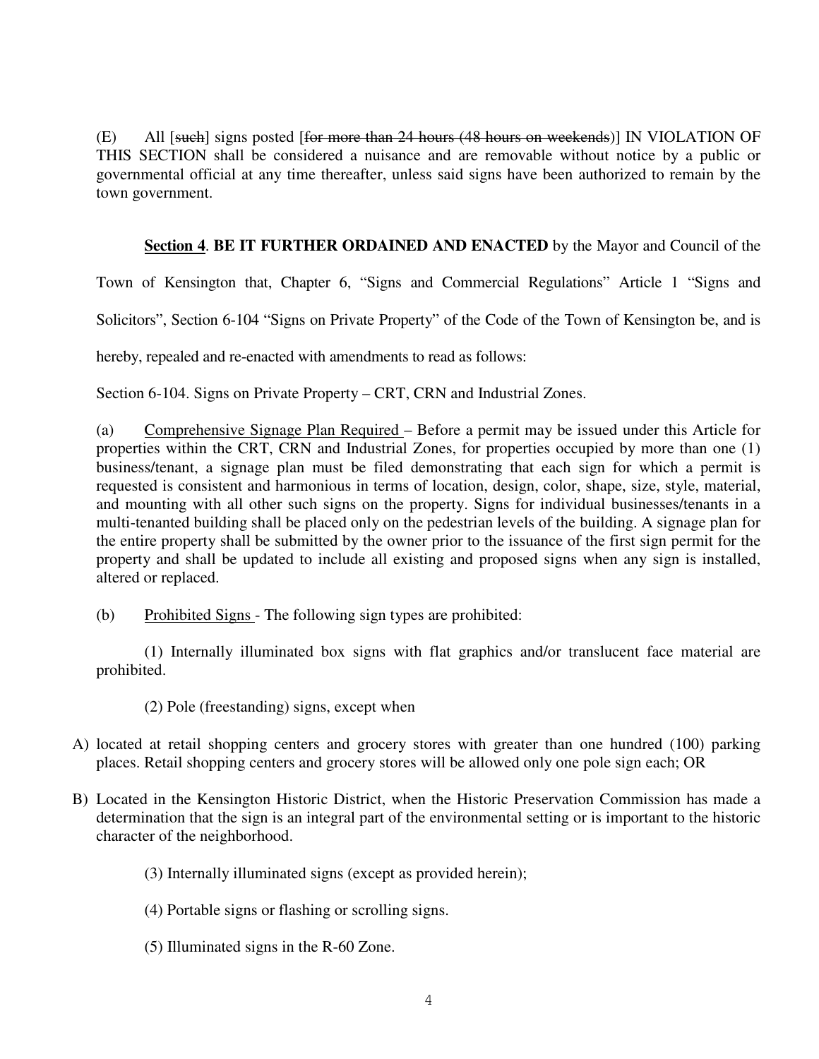(E) All [~~such~~] signs posted [~~for more than 24 hours (48 hours on weekends~~)] IN VIOLATION OF THIS SECTION shall be considered a nuisance and are removable without notice by a public or governmental official at any time thereafter, unless said signs have been authorized to remain by the town government.

**<u>Section 4</u>**. **BE IT FURTHER ORDAINED AND ENACTED** by the Mayor and Council of the Town of Kensington that, Chapter 6, "Signs and Commercial Regulations" Article 1 "Signs and Solicitors", Section 6-104 "Signs on Private Property" of the Code of the Town of Kensington be, and is hereby, repealed and re-enacted with amendments to read as follows:

Section 6-104. Signs on Private Property – CRT, CRN and Industrial Zones.

(a) <u>Comprehensive Signage Plan Required</u> – Before a permit may be issued under this Article for properties within the CRT, CRN and Industrial Zones, for properties occupied by more than one (1) business/tenant, a signage plan must be filed demonstrating that each sign for which a permit is requested is consistent and harmonious in terms of location, design, color, shape, size, style, material, and mounting with all other such signs on the property. Signs for individual businesses/tenants in a multi-tenanted building shall be placed only on the pedestrian levels of the building. A signage plan for the entire property shall be submitted by the owner prior to the issuance of the first sign permit for the property and shall be updated to include all existing and proposed signs when any sign is installed, altered or replaced.

(b) <u>Prohibited Signs</u> - The following sign types are prohibited:

(1) Internally illuminated box signs with flat graphics and/or translucent face material are prohibited.

(2) Pole (freestanding) signs, except when

A) located at retail shopping centers and grocery stores with greater than one hundred (100) parking places. Retail shopping centers and grocery stores will be allowed only one pole sign each; OR

B) Located in the Kensington Historic District, when the Historic Preservation Commission has made a determination that the sign is an integral part of the environmental setting or is important to the historic character of the neighborhood.

(3) Internally illuminated signs (except as provided herein);

(4) Portable signs or flashing or scrolling signs.

(5) Illuminated signs in the R-60 Zone.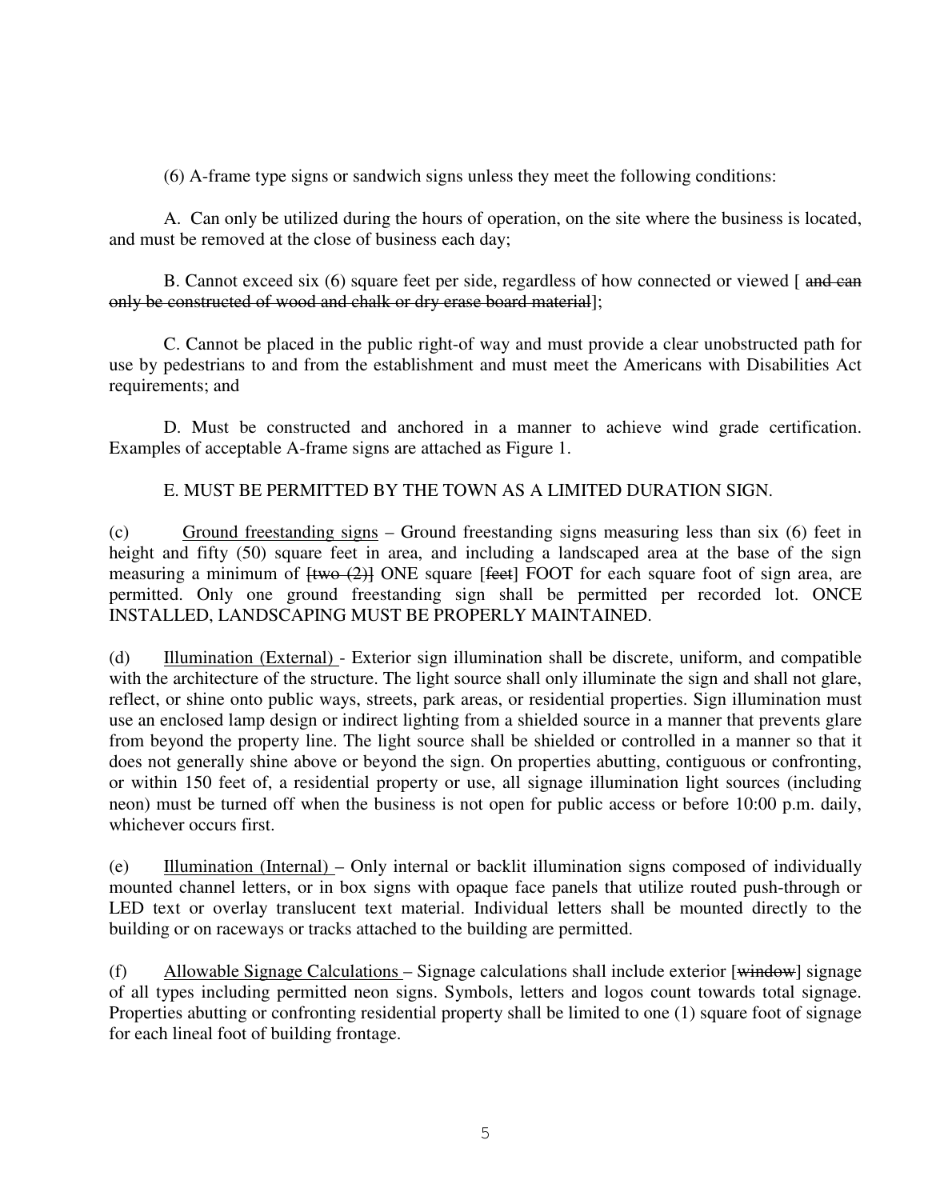(6) A-frame type signs or sandwich signs unless they meet the following conditions:

A. Can only be utilized during the hours of operation, on the site where the business is located, and must be removed at the close of business each day;

B. Cannot exceed six (6) square feet per side, regardless of how connected or viewed [ ~~and can only be constructed of wood and chalk or dry erase board material~~];

C. Cannot be placed in the public right-of way and must provide a clear unobstructed path for use by pedestrians to and from the establishment and must meet the Americans with Disabilities Act requirements; and

D. Must be constructed and anchored in a manner to achieve wind grade certification. Examples of acceptable A-frame signs are attached as Figure 1.

E. MUST BE PERMITTED BY THE TOWN AS A LIMITED DURATION SIGN.

(c) Ground freestanding signs – Ground freestanding signs measuring less than six (6) feet in height and fifty (50) square feet in area, and including a landscaped area at the base of the sign measuring a minimum of ~~[two (2)]~~ ONE square [~~feet~~] FOOT for each square foot of sign area, are permitted. Only one ground freestanding sign shall be permitted per recorded lot. ONCE INSTALLED, LANDSCAPING MUST BE PROPERLY MAINTAINED.

(d) Illumination (External) - Exterior sign illumination shall be discrete, uniform, and compatible with the architecture of the structure. The light source shall only illuminate the sign and shall not glare, reflect, or shine onto public ways, streets, park areas, or residential properties. Sign illumination must use an enclosed lamp design or indirect lighting from a shielded source in a manner that prevents glare from beyond the property line. The light source shall be shielded or controlled in a manner so that it does not generally shine above or beyond the sign. On properties abutting, contiguous or confronting, or within 150 feet of, a residential property or use, all signage illumination light sources (including neon) must be turned off when the business is not open for public access or before 10:00 p.m. daily, whichever occurs first.

(e) Illumination (Internal) – Only internal or backlit illumination signs composed of individually mounted channel letters, or in box signs with opaque face panels that utilize routed push-through or LED text or overlay translucent text material. Individual letters shall be mounted directly to the building or on raceways or tracks attached to the building are permitted.

(f) Allowable Signage Calculations – Signage calculations shall include exterior [~~window~~] signage of all types including permitted neon signs. Symbols, letters and logos count towards total signage. Properties abutting or confronting residential property shall be limited to one (1) square foot of signage for each lineal foot of building frontage.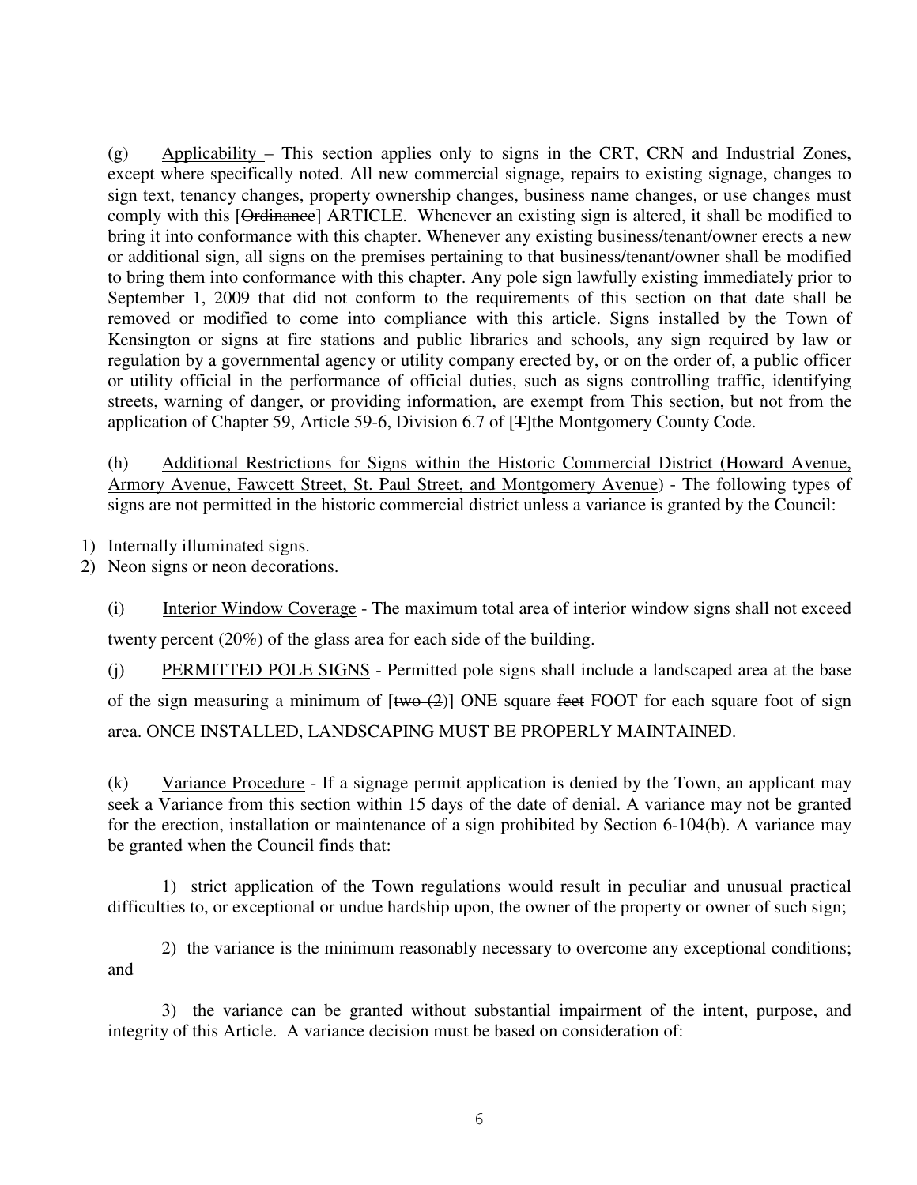(g) Applicability – This section applies only to signs in the CRT, CRN and Industrial Zones, except where specifically noted. All new commercial signage, repairs to existing signage, changes to sign text, tenancy changes, property ownership changes, business name changes, or use changes must comply with this [~~Ordinance~~] ARTICLE. Whenever an existing sign is altered, it shall be modified to bring it into conformance with this chapter. Whenever any existing business/tenant/owner erects a new or additional sign, all signs on the premises pertaining to that business/tenant/owner shall be modified to bring them into conformance with this chapter. Any pole sign lawfully existing immediately prior to September 1, 2009 that did not conform to the requirements of this section on that date shall be removed or modified to come into compliance with this article. Signs installed by the Town of Kensington or signs at fire stations and public libraries and schools, any sign required by law or regulation by a governmental agency or utility company erected by, or on the order of, a public officer or utility official in the performance of official duties, such as signs controlling traffic, identifying streets, warning of danger, or providing information, are exempt from This section, but not from the application of Chapter 59, Article 59-6, Division 6.7 of [~~T~~]the Montgomery County Code.

(h) Additional Restrictions for Signs within the Historic Commercial District (Howard Avenue, Armory Avenue, Fawcett Street, St. Paul Street, and Montgomery Avenue) - The following types of signs are not permitted in the historic commercial district unless a variance is granted by the Council:

1) Internally illuminated signs.
2) Neon signs or neon decorations.

(i) Interior Window Coverage - The maximum total area of interior window signs shall not exceed twenty percent (20%) of the glass area for each side of the building.

(j) PERMITTED POLE SIGNS - Permitted pole signs shall include a landscaped area at the base of the sign measuring a minimum of [~~two (2)~~] ONE square ~~feet~~ FOOT for each square foot of sign area. ONCE INSTALLED, LANDSCAPING MUST BE PROPERLY MAINTAINED.

(k) Variance Procedure - If a signage permit application is denied by the Town, an applicant may seek a Variance from this section within 15 days of the date of denial. A variance may not be granted for the erection, installation or maintenance of a sign prohibited by Section 6-104(b). A variance may be granted when the Council finds that:

1) strict application of the Town regulations would result in peculiar and unusual practical difficulties to, or exceptional or undue hardship upon, the owner of the property or owner of such sign;

2) the variance is the minimum reasonably necessary to overcome any exceptional conditions; and

3) the variance can be granted without substantial impairment of the intent, purpose, and integrity of this Article. A variance decision must be based on consideration of: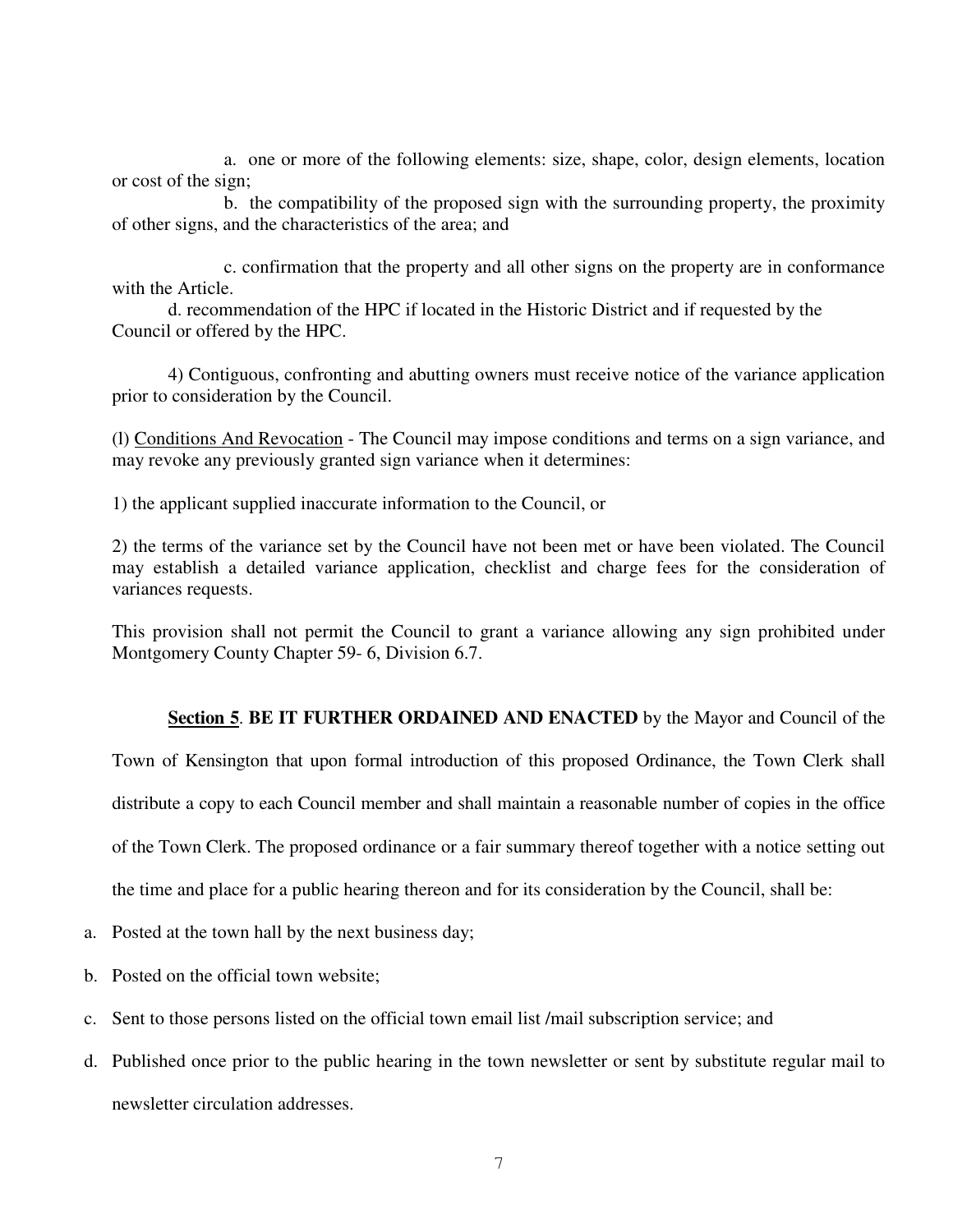a. one or more of the following elements: size, shape, color, design elements, location or cost of the sign;

b. the compatibility of the proposed sign with the surrounding property, the proximity of other signs, and the characteristics of the area; and

c. confirmation that the property and all other signs on the property are in conformance with the Article.

d. recommendation of the HPC if located in the Historic District and if requested by the Council or offered by the HPC.

4) Contiguous, confronting and abutting owners must receive notice of the variance application prior to consideration by the Council.

(l) <u>Conditions And Revocation</u> - The Council may impose conditions and terms on a sign variance, and may revoke any previously granted sign variance when it determines:

1) the applicant supplied inaccurate information to the Council, or

2) the terms of the variance set by the Council have not been met or have been violated. The Council may establish a detailed variance application, checklist and charge fees for the consideration of variances requests.

This provision shall not permit the Council to grant a variance allowing any sign prohibited under Montgomery County Chapter 59- 6, Division 6.7.

**<u>Section 5</u>**. **BE IT FURTHER ORDAINED AND ENACTED** by the Mayor and Council of the Town of Kensington that upon formal introduction of this proposed Ordinance, the Town Clerk shall distribute a copy to each Council member and shall maintain a reasonable number of copies in the office of the Town Clerk. The proposed ordinance or a fair summary thereof together with a notice setting out the time and place for a public hearing thereon and for its consideration by the Council, shall be:

a. Posted at the town hall by the next business day;
b. Posted on the official town website;
c. Sent to those persons listed on the official town email list /mail subscription service; and
d. Published once prior to the public hearing in the town newsletter or sent by substitute regular mail to newsletter circulation addresses.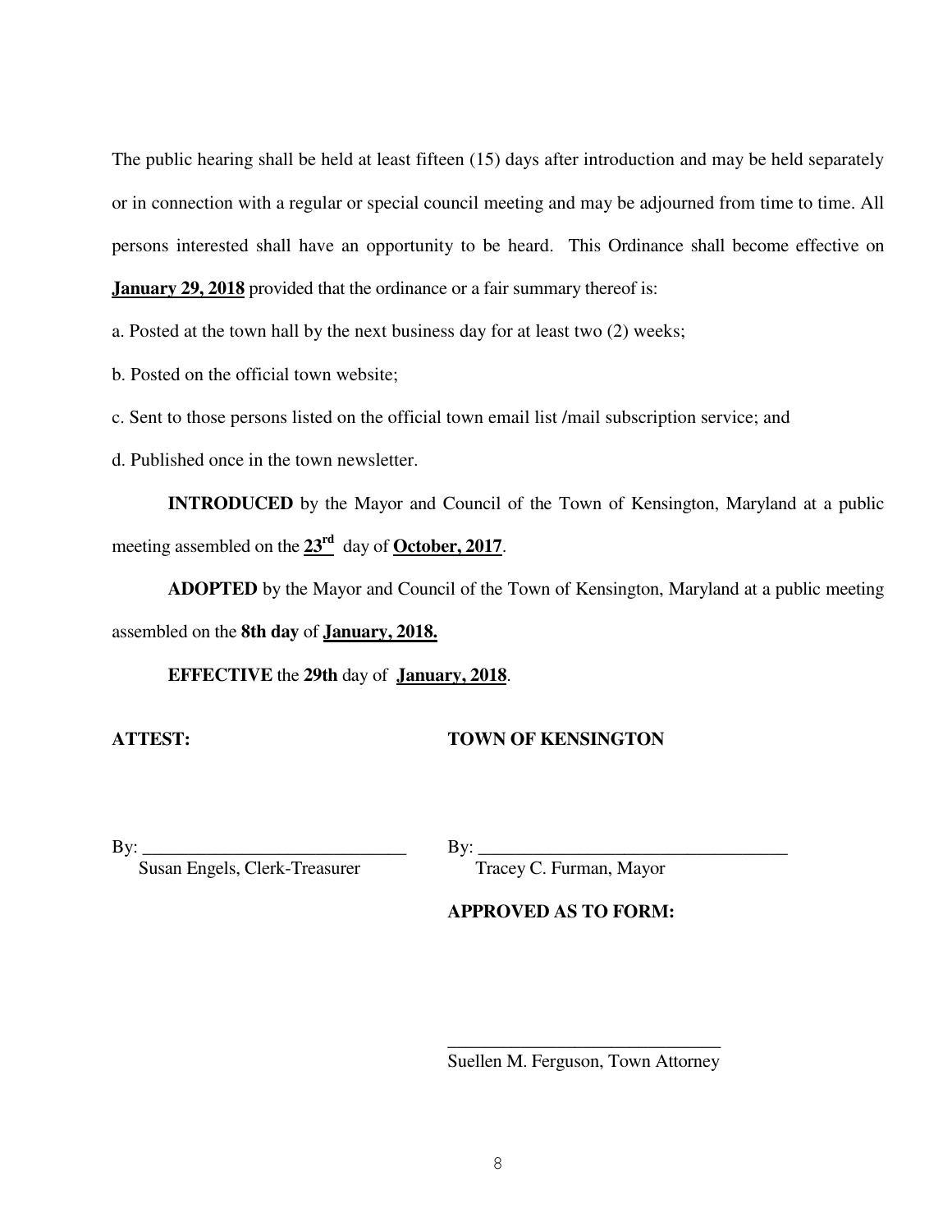The public hearing shall be held at least fifteen (15) days after introduction and may be held separately or in connection with a regular or special council meeting and may be adjourned from time to time. All persons interested shall have an opportunity to be heard. This Ordinance shall become effective on **January 29, 2018** provided that the ordinance or a fair summary thereof is:

a. Posted at the town hall by the next business day for at least two (2) weeks;

b. Posted on the official town website;

c. Sent to those persons listed on the official town email list /mail subscription service; and

d. Published once in the town newsletter.

**INTRODUCED** by the Mayor and Council of the Town of Kensington, Maryland at a public meeting assembled on the **23rd** day of **October, 2017**.

**ADOPTED** by the Mayor and Council of the Town of Kensington, Maryland at a public meeting assembled on the **8th day** of **January, 2018.**

**EFFECTIVE** the **29th** day of **January, 2018**.

**ATTEST:** **TOWN OF KENSINGTON**

By: ______________________________
Susan Engels, Clerk-Treasurer

By: ______________________________
Tracey C. Furman, Mayor

**APPROVED AS TO FORM:**

______________________________
Suellen M. Ferguson, Town Attorney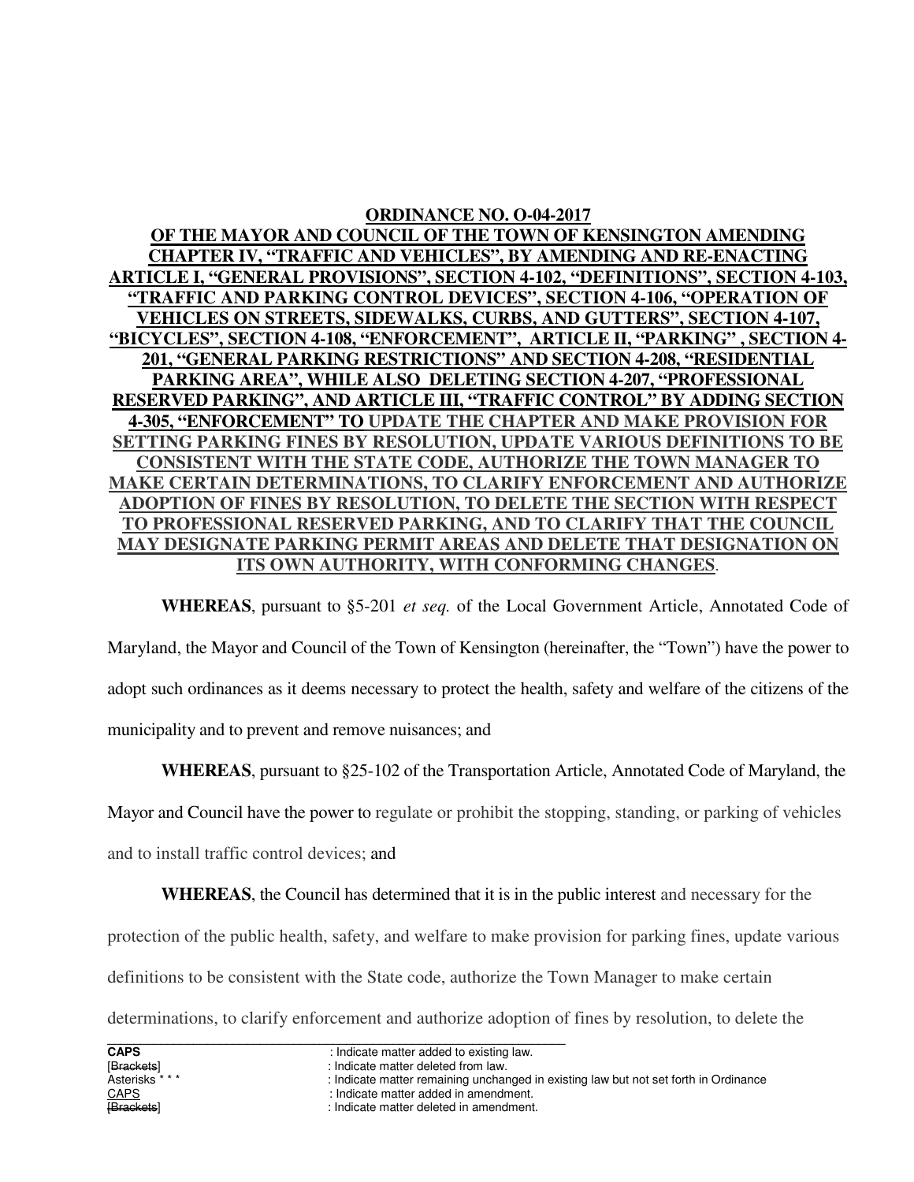**ORDINANCE NO. O-04-2017**

**OF THE MAYOR AND COUNCIL OF THE TOWN OF KENSINGTON AMENDING CHAPTER IV, "TRAFFIC AND VEHICLES", BY AMENDING AND RE-ENACTING ARTICLE I, "GENERAL PROVISIONS", SECTION 4-102, "DEFINITIONS", SECTION 4-103, "TRAFFIC AND PARKING CONTROL DEVICES", SECTION 4-106, "OPERATION OF VEHICLES ON STREETS, SIDEWALKS, CURBS, AND GUTTERS", SECTION 4-107, "BICYCLES", SECTION 4-108, "ENFORCEMENT", ARTICLE II, "PARKING" , SECTION 4-201, "GENERAL PARKING RESTRICTIONS" AND SECTION 4-208, "RESIDENTIAL PARKING AREA", WHILE ALSO DELETING SECTION 4-207, "PROFESSIONAL RESERVED PARKING", AND ARTICLE III, "TRAFFIC CONTROL" BY ADDING SECTION 4-305, "ENFORCEMENT" TO UPDATE THE CHAPTER AND MAKE PROVISION FOR SETTING PARKING FINES BY RESOLUTION, UPDATE VARIOUS DEFINITIONS TO BE CONSISTENT WITH THE STATE CODE, AUTHORIZE THE TOWN MANAGER TO MAKE CERTAIN DETERMINATIONS, TO CLARIFY ENFORCEMENT AND AUTHORIZE ADOPTION OF FINES BY RESOLUTION, TO DELETE THE SECTION WITH RESPECT TO PROFESSIONAL RESERVED PARKING, AND TO CLARIFY THAT THE COUNCIL MAY DESIGNATE PARKING PERMIT AREAS AND DELETE THAT DESIGNATION ON ITS OWN AUTHORITY, WITH CONFORMING CHANGES**.

**WHEREAS**, pursuant to §5-201 *et seq.* of the Local Government Article, Annotated Code of Maryland, the Mayor and Council of the Town of Kensington (hereinafter, the "Town") have the power to adopt such ordinances as it deems necessary to protect the health, safety and welfare of the citizens of the municipality and to prevent and remove nuisances; and

**WHEREAS**, pursuant to §25-102 of the Transportation Article, Annotated Code of Maryland, the Mayor and Council have the power to regulate or prohibit the stopping, standing, or parking of vehicles and to install traffic control devices; and

**WHEREAS**, the Council has determined that it is in the public interest and necessary for the protection of the public health, safety, and welfare to make provision for parking fines, update various definitions to be consistent with the State code, authorize the Town Manager to make certain determinations, to clarify enforcement and authorize adoption of fines by resolution, to delete the

---

**CAPS** : Indicate matter added to existing law.
[~~Brackets~~] : Indicate matter deleted from law.
Asterisks * * * : Indicate matter remaining unchanged in existing law but not set forth in Ordinance
<u>CAPS</u> : Indicate matter added in amendment.
~~[Brackets]~~ : Indicate matter deleted in amendment.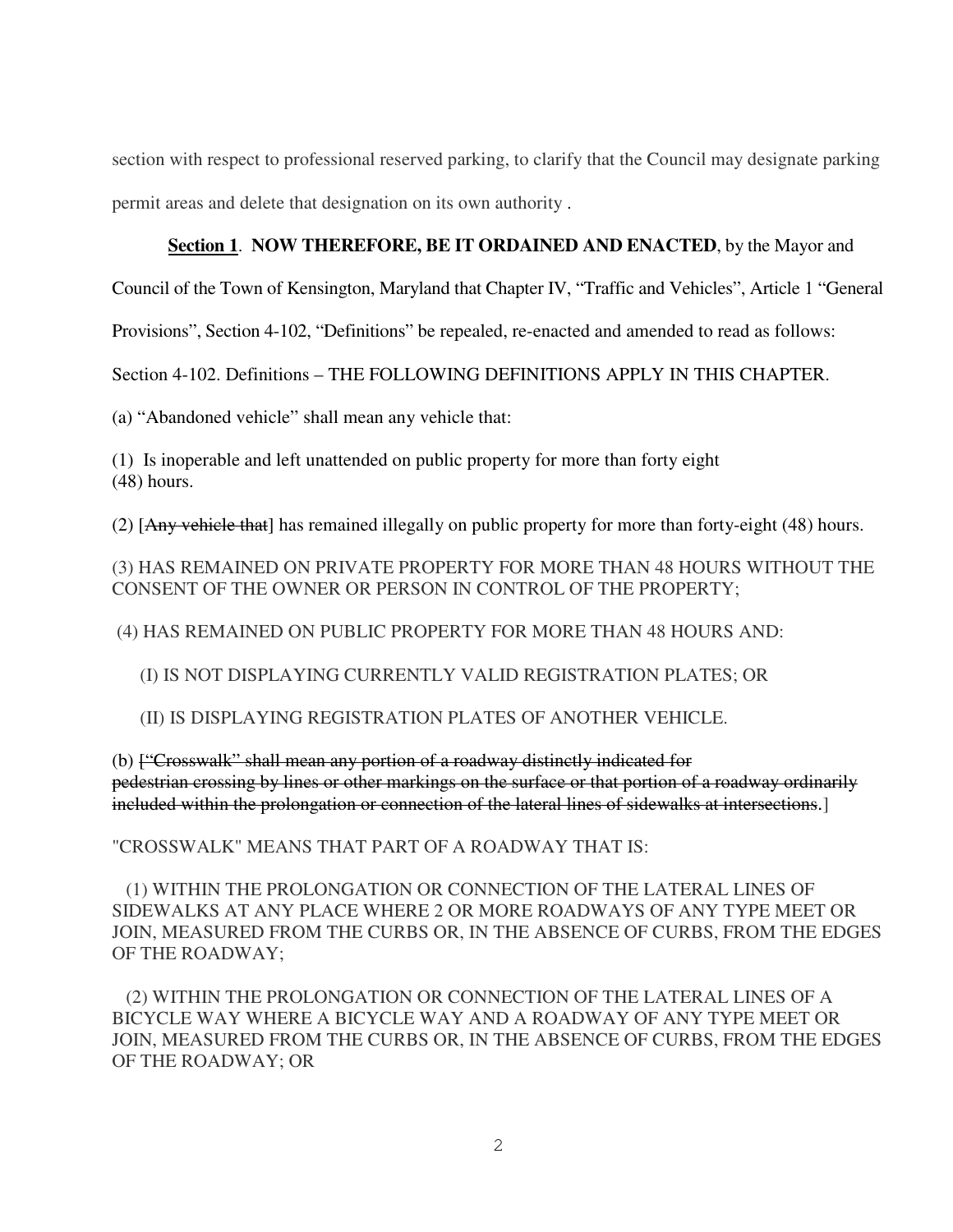section with respect to professional reserved parking, to clarify that the Council may designate parking permit areas and delete that designation on its own authority .

**Section 1**. **NOW THEREFORE, BE IT ORDAINED AND ENACTED**, by the Mayor and Council of the Town of Kensington, Maryland that Chapter IV, "Traffic and Vehicles", Article 1 "General Provisions", Section 4-102, "Definitions" be repealed, re-enacted and amended to read as follows:

Section 4-102. Definitions – THE FOLLOWING DEFINITIONS APPLY IN THIS CHAPTER.

(a) "Abandoned vehicle" shall mean any vehicle that:

(1) Is inoperable and left unattended on public property for more than forty eight (48) hours.

(2) [~~Any vehicle that~~] has remained illegally on public property for more than forty-eight (48) hours.

(3) HAS REMAINED ON PRIVATE PROPERTY FOR MORE THAN 48 HOURS WITHOUT THE CONSENT OF THE OWNER OR PERSON IN CONTROL OF THE PROPERTY;

(4) HAS REMAINED ON PUBLIC PROPERTY FOR MORE THAN 48 HOURS AND:

(I) IS NOT DISPLAYING CURRENTLY VALID REGISTRATION PLATES; OR

(II) IS DISPLAYING REGISTRATION PLATES OF ANOTHER VEHICLE.

(b) [~~"Crosswalk" shall mean any portion of a roadway distinctly indicated for pedestrian crossing by lines or other markings on the surface or that portion of a roadway ordinarily included within the prolongation or connection of the lateral lines of sidewalks at intersections~~.]

"CROSSWALK" MEANS THAT PART OF A ROADWAY THAT IS:

(1) WITHIN THE PROLONGATION OR CONNECTION OF THE LATERAL LINES OF SIDEWALKS AT ANY PLACE WHERE 2 OR MORE ROADWAYS OF ANY TYPE MEET OR JOIN, MEASURED FROM THE CURBS OR, IN THE ABSENCE OF CURBS, FROM THE EDGES OF THE ROADWAY;

(2) WITHIN THE PROLONGATION OR CONNECTION OF THE LATERAL LINES OF A BICYCLE WAY WHERE A BICYCLE WAY AND A ROADWAY OF ANY TYPE MEET OR JOIN, MEASURED FROM THE CURBS OR, IN THE ABSENCE OF CURBS, FROM THE EDGES OF THE ROADWAY; OR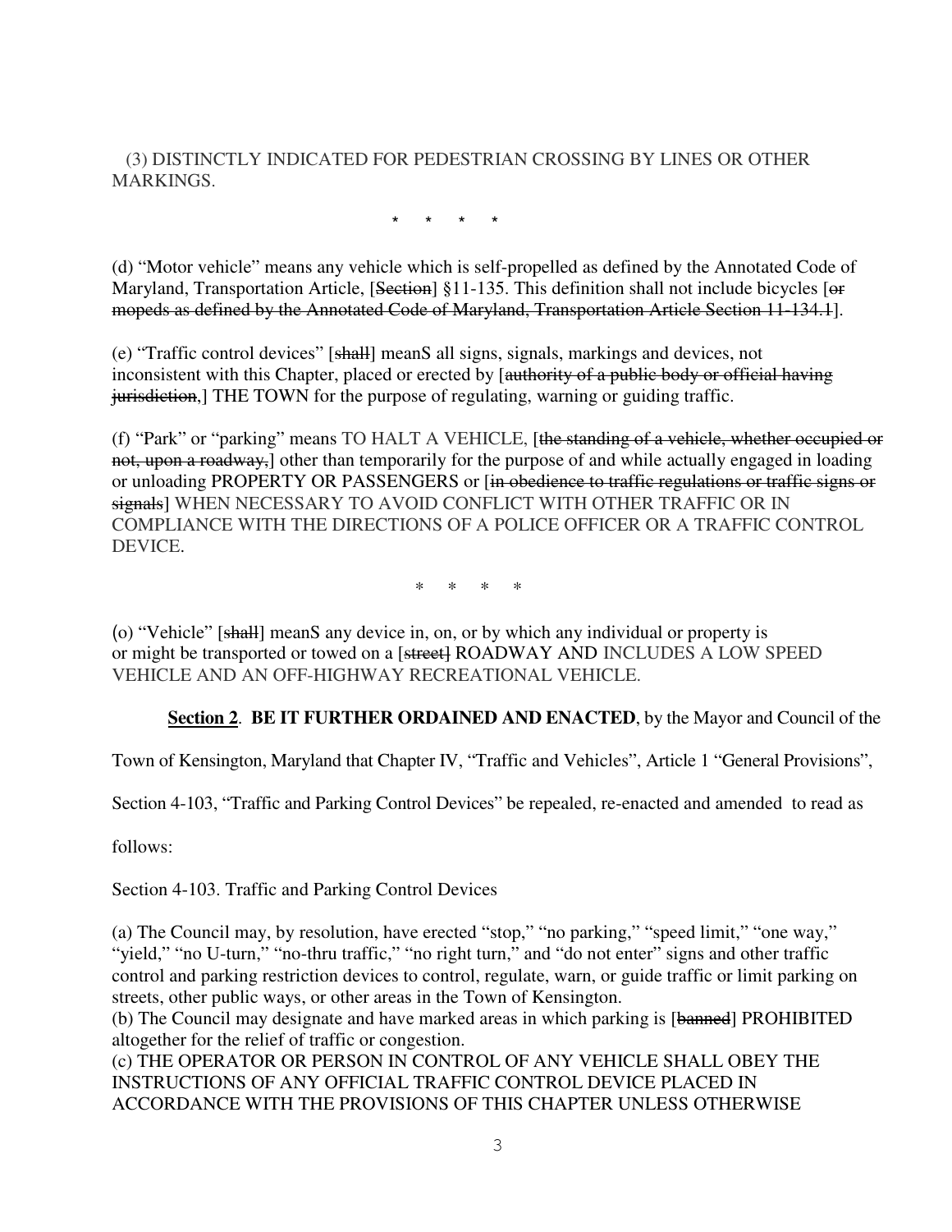(3) DISTINCTLY INDICATED FOR PEDESTRIAN CROSSING BY LINES OR OTHER MARKINGS.

\* \* \* \*

(d) “Motor vehicle” means any vehicle which is self-propelled as defined by the Annotated Code of Maryland, Transportation Article, [~~Section~~] §11-135. This definition shall not include bicycles [~~or mopeds as defined by the Annotated Code of Maryland, Transportation Article Section 11-134.1~~].

(e) “Traffic control devices” [~~shall~~] meanS all signs, signals, markings and devices, not inconsistent with this Chapter, placed or erected by [~~authority of a public body or official having jurisdiction,~~] THE TOWN for the purpose of regulating, warning or guiding traffic.

(f) “Park” or “parking” means TO HALT A VEHICLE, [~~the standing of a vehicle, whether occupied or not, upon a roadway,~~] other than temporarily for the purpose of and while actually engaged in loading or unloading PROPERTY OR PASSENGERS or [~~in obedience to traffic regulations or traffic signs or signals~~] WHEN NECESSARY TO AVOID CONFLICT WITH OTHER TRAFFIC OR IN COMPLIANCE WITH THE DIRECTIONS OF A POLICE OFFICER OR A TRAFFIC CONTROL DEVICE.

\* \* \* \*

(o) “Vehicle” [~~shall~~] meanS any device in, on, or by which any individual or property is or might be transported or towed on a [~~street~~] ROADWAY AND INCLUDES A LOW SPEED VEHICLE AND AN OFF-HIGHWAY RECREATIONAL VEHICLE.

**Section 2**. **BE IT FURTHER ORDAINED AND ENACTED**, by the Mayor and Council of the Town of Kensington, Maryland that Chapter IV, “Traffic and Vehicles”, Article 1 “General Provisions”, Section 4-103, “Traffic and Parking Control Devices” be repealed, re-enacted and amended to read as follows:

Section 4-103. Traffic and Parking Control Devices

(a) The Council may, by resolution, have erected “stop,” “no parking,” “speed limit,” “one way,” “yield,” “no U-turn,” “no-thru traffic,” “no right turn,” and “do not enter” signs and other traffic control and parking restriction devices to control, regulate, warn, or guide traffic or limit parking on streets, other public ways, or other areas in the Town of Kensington.

(b) The Council may designate and have marked areas in which parking is [~~banned~~] PROHIBITED altogether for the relief of traffic or congestion.

(c) THE OPERATOR OR PERSON IN CONTROL OF ANY VEHICLE SHALL OBEY THE INSTRUCTIONS OF ANY OFFICIAL TRAFFIC CONTROL DEVICE PLACED IN ACCORDANCE WITH THE PROVISIONS OF THIS CHAPTER UNLESS OTHERWISE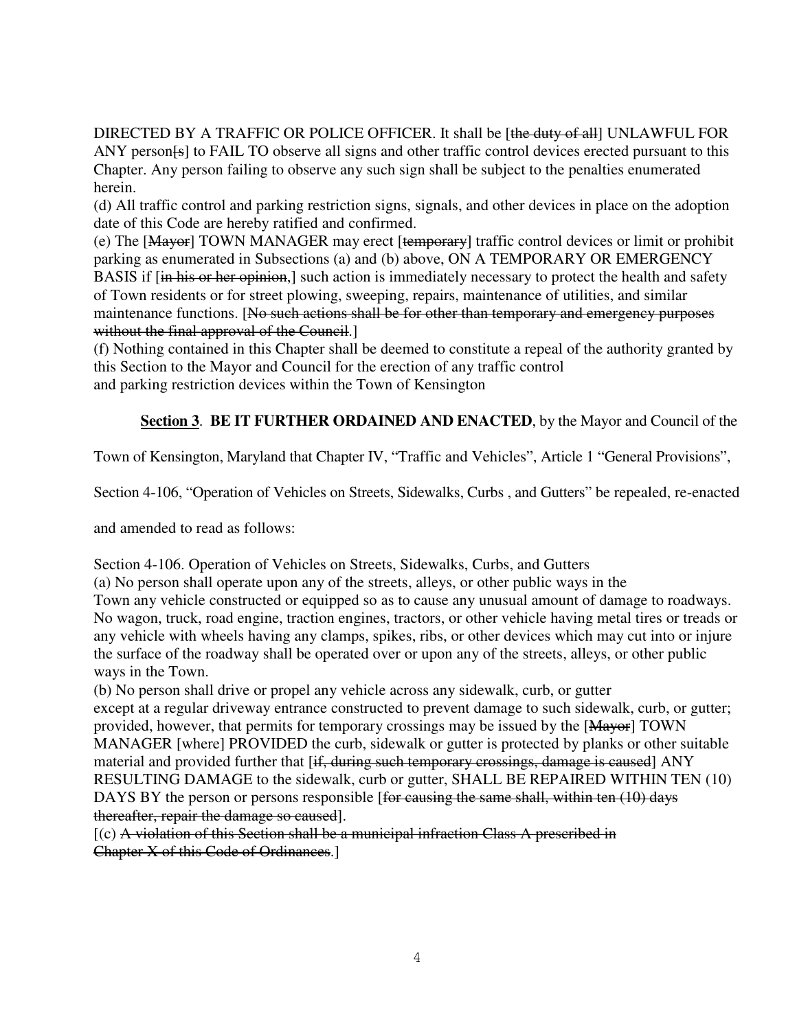DIRECTED BY A TRAFFIC OR POLICE OFFICER. It shall be [~~the duty of all~~] UNLAWFUL FOR ANY person[~~s~~] to FAIL TO observe all signs and other traffic control devices erected pursuant to this Chapter. Any person failing to observe any such sign shall be subject to the penalties enumerated herein.

(d) All traffic control and parking restriction signs, signals, and other devices in place on the adoption date of this Code are hereby ratified and confirmed.

(e) The [~~Mayor~~] TOWN MANAGER may erect [~~temporary~~] traffic control devices or limit or prohibit parking as enumerated in Subsections (a) and (b) above, ON A TEMPORARY OR EMERGENCY BASIS if [~~in his or her opinion,~~] such action is immediately necessary to protect the health and safety of Town residents or for street plowing, sweeping, repairs, maintenance of utilities, and similar maintenance functions. [~~No such actions shall be for other than temporary and emergency purposes without the final approval of the Council.~~]

(f) Nothing contained in this Chapter shall be deemed to constitute a repeal of the authority granted by this Section to the Mayor and Council for the erection of any traffic control and parking restriction devices within the Town of Kensington

**Section 3**. **BE IT FURTHER ORDAINED AND ENACTED**, by the Mayor and Council of the Town of Kensington, Maryland that Chapter IV, "Traffic and Vehicles", Article 1 "General Provisions", Section 4-106, "Operation of Vehicles on Streets, Sidewalks, Curbs , and Gutters" be repealed, re-enacted and amended to read as follows:

Section 4-106. Operation of Vehicles on Streets, Sidewalks, Curbs, and Gutters

(a) No person shall operate upon any of the streets, alleys, or other public ways in the Town any vehicle constructed or equipped so as to cause any unusual amount of damage to roadways. No wagon, truck, road engine, traction engines, tractors, or other vehicle having metal tires or treads or any vehicle with wheels having any clamps, spikes, ribs, or other devices which may cut into or injure the surface of the roadway shall be operated over or upon any of the streets, alleys, or other public ways in the Town.

(b) No person shall drive or propel any vehicle across any sidewalk, curb, or gutter except at a regular driveway entrance constructed to prevent damage to such sidewalk, curb, or gutter; provided, however, that permits for temporary crossings may be issued by the [~~Mayor~~] TOWN MANAGER [where] PROVIDED the curb, sidewalk or gutter is protected by planks or other suitable material and provided further that [~~if, during such temporary crossings, damage is caused~~] ANY RESULTING DAMAGE to the sidewalk, curb or gutter, SHALL BE REPAIRED WITHIN TEN (10) DAYS BY the person or persons responsible [~~for causing the same shall, within ten (10) days thereafter, repair the damage so caused~~].

[(c) ~~A violation of this Section shall be a municipal infraction Class A prescribed in Chapter X of this Code of Ordinances~~.]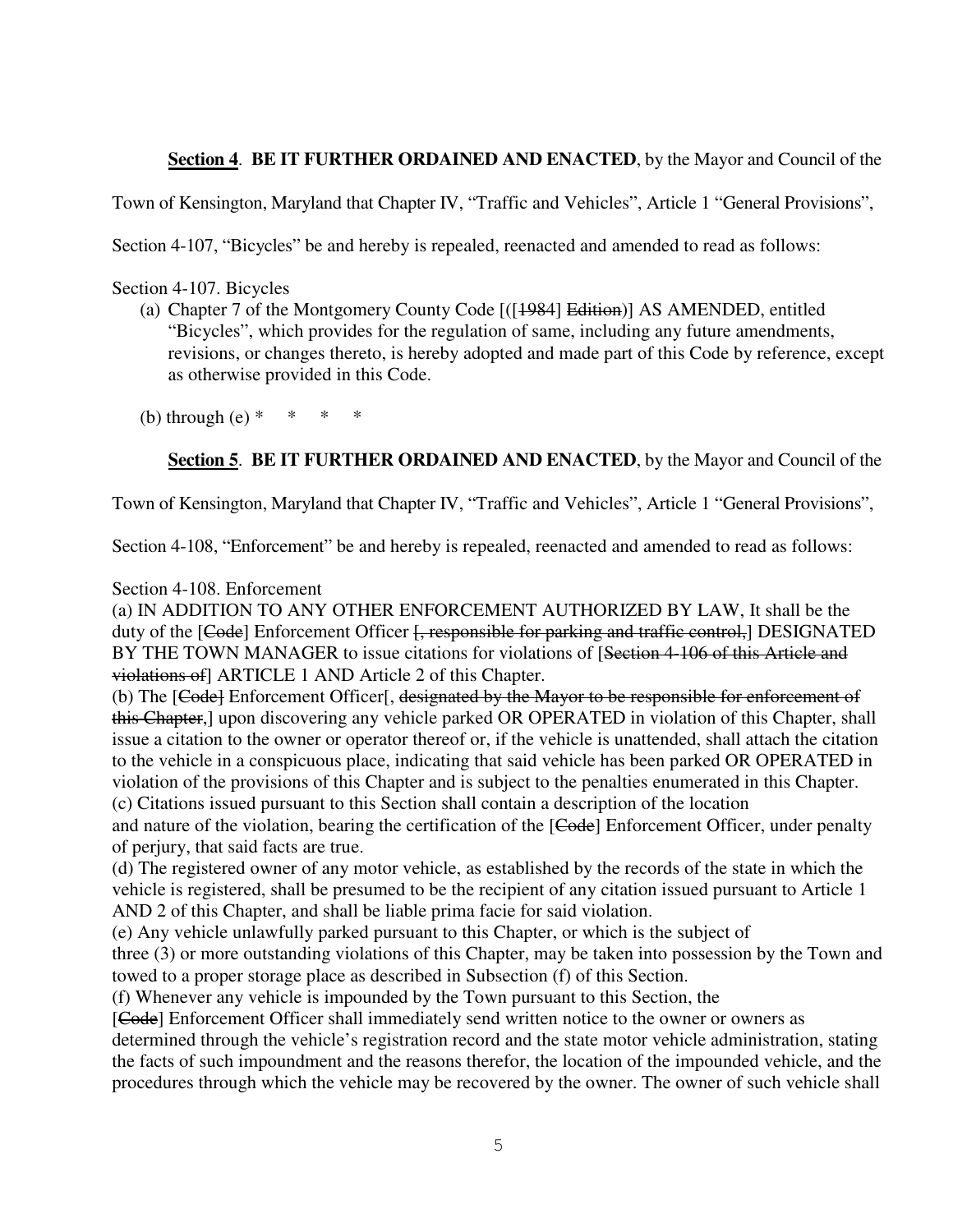**Section 4**. **BE IT FURTHER ORDAINED AND ENACTED**, by the Mayor and Council of the Town of Kensington, Maryland that Chapter IV, “Traffic and Vehicles”, Article 1 “General Provisions”, Section 4-107, “Bicycles” be and hereby is repealed, reenacted and amended to read as follows:

Section 4-107. Bicycles

(a) Chapter 7 of the Montgomery County Code [(~~[1984]~~ ~~Edition~~)] AS AMENDED, entitled “Bicycles”, which provides for the regulation of same, including any future amendments, revisions, or changes thereto, is hereby adopted and made part of this Code by reference, except as otherwise provided in this Code.

(b) through (e) * * * *

**Section 5**. **BE IT FURTHER ORDAINED AND ENACTED**, by the Mayor and Council of the Town of Kensington, Maryland that Chapter IV, “Traffic and Vehicles”, Article 1 “General Provisions”, Section 4-108, “Enforcement” be and hereby is repealed, reenacted and amended to read as follows:

Section 4-108. Enforcement

(a) IN ADDITION TO ANY OTHER ENFORCEMENT AUTHORIZED BY LAW, It shall be the duty of the [~~Code~~] Enforcement Officer [~~, responsible for parking and traffic control,~~] DESIGNATED BY THE TOWN MANAGER to issue citations for violations of [~~Section 4-106 of this Article and violations of~~] ARTICLE 1 AND Article 2 of this Chapter.

(b) The [~~Code~~] Enforcement Officer[, ~~designated by the Mayor to be responsible for enforcement of this Chapter~~,] upon discovering any vehicle parked OR OPERATED in violation of this Chapter, shall issue a citation to the owner or operator thereof or, if the vehicle is unattended, shall attach the citation to the vehicle in a conspicuous place, indicating that said vehicle has been parked OR OPERATED in violation of the provisions of this Chapter and is subject to the penalties enumerated in this Chapter.

(c) Citations issued pursuant to this Section shall contain a description of the location and nature of the violation, bearing the certification of the [~~Code~~] Enforcement Officer, under penalty of perjury, that said facts are true.

(d) The registered owner of any motor vehicle, as established by the records of the state in which the vehicle is registered, shall be presumed to be the recipient of any citation issued pursuant to Article 1 AND 2 of this Chapter, and shall be liable prima facie for said violation.

(e) Any vehicle unlawfully parked pursuant to this Chapter, or which is the subject of three (3) or more outstanding violations of this Chapter, may be taken into possession by the Town and towed to a proper storage place as described in Subsection (f) of this Section.

(f) Whenever any vehicle is impounded by the Town pursuant to this Section, the [~~Code~~] Enforcement Officer shall immediately send written notice to the owner or owners as determined through the vehicle's registration record and the state motor vehicle administration, stating the facts of such impoundment and the reasons therefor, the location of the impounded vehicle, and the procedures through which the vehicle may be recovered by the owner. The owner of such vehicle shall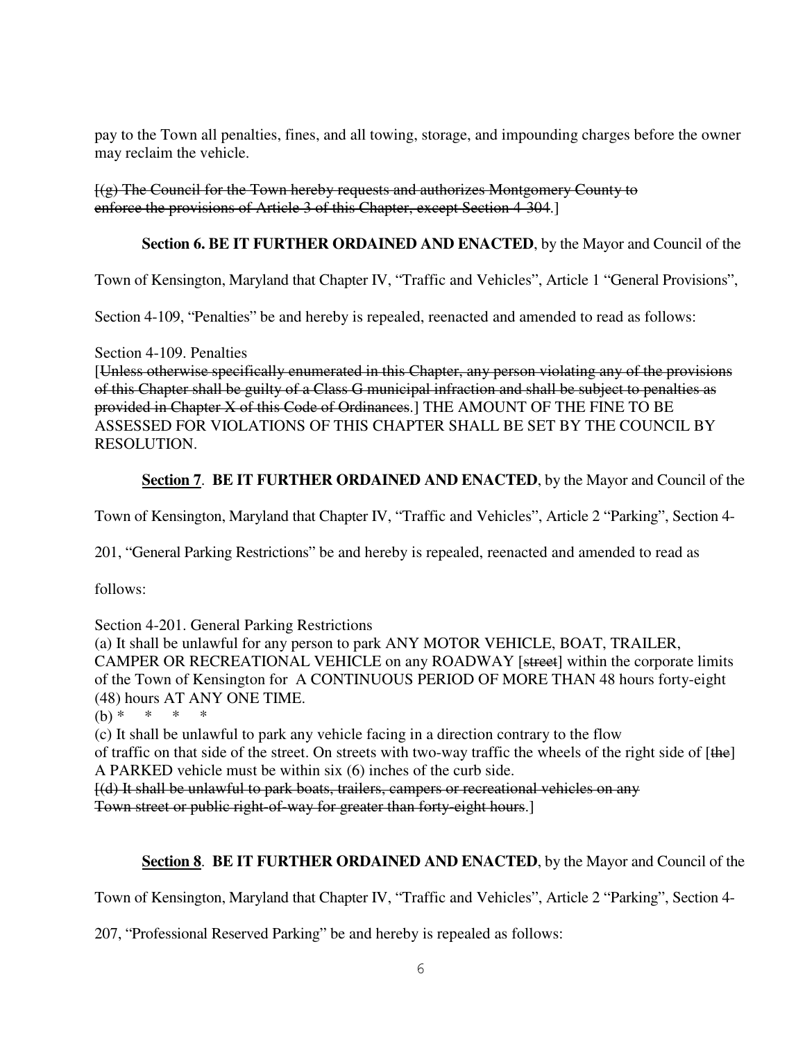pay to the Town all penalties, fines, and all towing, storage, and impounding charges before the owner may reclaim the vehicle.

[~~(g) The Council for the Town hereby requests and authorizes Montgomery County to enforce the provisions of Article 3 of this Chapter, except Section 4-304~~.]

**Section 6. BE IT FURTHER ORDAINED AND ENACTED**, by the Mayor and Council of the Town of Kensington, Maryland that Chapter IV, "Traffic and Vehicles", Article 1 "General Provisions", Section 4-109, "Penalties" be and hereby is repealed, reenacted and amended to read as follows:

Section 4-109. Penalties

[~~Unless otherwise specifically enumerated in this Chapter, any person violating any of the provisions of this Chapter shall be guilty of a Class G municipal infraction and shall be subject to penalties as provided in Chapter X of this Code of Ordinances~~.] THE AMOUNT OF THE FINE TO BE ASSESSED FOR VIOLATIONS OF THIS CHAPTER SHALL BE SET BY THE COUNCIL BY RESOLUTION.

**<u>Section 7</u>**. **BE IT FURTHER ORDAINED AND ENACTED**, by the Mayor and Council of the Town of Kensington, Maryland that Chapter IV, "Traffic and Vehicles", Article 2 "Parking", Section 4-201, "General Parking Restrictions" be and hereby is repealed, reenacted and amended to read as follows:

Section 4-201. General Parking Restrictions

(a) It shall be unlawful for any person to park ANY MOTOR VEHICLE, BOAT, TRAILER, CAMPER OR RECREATIONAL VEHICLE on any ROADWAY [~~street~~] within the corporate limits of the Town of Kensington for A CONTINUOUS PERIOD OF MORE THAN 48 hours forty-eight (48) hours AT ANY ONE TIME.

(b) * * * *

(c) It shall be unlawful to park any vehicle facing in a direction contrary to the flow of traffic on that side of the street. On streets with two-way traffic the wheels of the right side of [~~the~~] A PARKED vehicle must be within six (6) inches of the curb side.

[~~(d) It shall be unlawful to park boats, trailers, campers or recreational vehicles on any Town street or public right-of-way for greater than forty-eight hours~~.]

**<u>Section 8</u>**. **BE IT FURTHER ORDAINED AND ENACTED**, by the Mayor and Council of the Town of Kensington, Maryland that Chapter IV, "Traffic and Vehicles", Article 2 "Parking", Section 4-207, "Professional Reserved Parking" be and hereby is repealed as follows: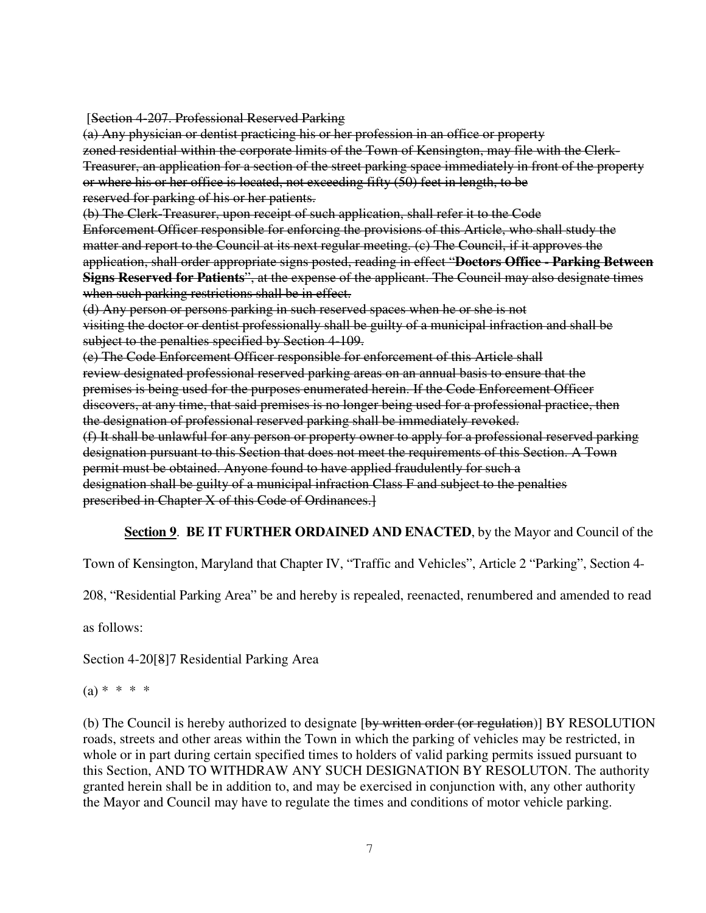[~~Section 4-207. Professional Reserved Parking~~

~~(a) Any physician or dentist practicing his or her profession in an office or property zoned residential within the corporate limits of the Town of Kensington, may file with the Clerk-Treasurer, an application for a section of the street parking space immediately in front of the property or where his or her office is located, not exceeding fifty (50) feet in length, to be reserved for parking of his or her patients.~~

~~(b) The Clerk-Treasurer, upon receipt of such application, shall refer it to the Code Enforcement Officer responsible for enforcing the provisions of this Article, who shall study the matter and report to the Council at its next regular meeting. (c) The Council, if it approves the application, shall order appropriate signs posted, reading in effect "**Doctors Office - Parking Between Signs Reserved for Patients**", at the expense of the applicant. The Council may also designate times when such parking restrictions shall be in effect.~~

~~(d) Any person or persons parking in such reserved spaces when he or she is not visiting the doctor or dentist professionally shall be guilty of a municipal infraction and shall be subject to the penalties specified by Section 4-109.~~

~~(e) The Code Enforcement Officer responsible for enforcement of this Article shall review designated professional reserved parking areas on an annual basis to ensure that the premises is being used for the purposes enumerated herein. If the Code Enforcement Officer discovers, at any time, that said premises is no longer being used for a professional practice, then the designation of professional reserved parking shall be immediately revoked.~~

~~(f) It shall be unlawful for any person or property owner to apply for a professional reserved parking designation pursuant to this Section that does not meet the requirements of this Section. A Town permit must be obtained. Anyone found to have applied fraudulently for such a designation shall be guilty of a municipal infraction Class F and subject to the penalties prescribed in Chapter X of this Code of Ordinances.~~]

**Section 9**. **BE IT FURTHER ORDAINED AND ENACTED**, by the Mayor and Council of the Town of Kensington, Maryland that Chapter IV, "Traffic and Vehicles", Article 2 "Parking", Section 4-208, "Residential Parking Area" be and hereby is repealed, reenacted, renumbered and amended to read as follows:

Section 4-20[~~8~~]7 Residential Parking Area

(a) * * * *

(b) The Council is hereby authorized to designate [~~by written order (or regulation)~~] BY RESOLUTION roads, streets and other areas within the Town in which the parking of vehicles may be restricted, in whole or in part during certain specified times to holders of valid parking permits issued pursuant to this Section, AND TO WITHDRAW ANY SUCH DESIGNATION BY RESOLUTON. The authority granted herein shall be in addition to, and may be exercised in conjunction with, any other authority the Mayor and Council may have to regulate the times and conditions of motor vehicle parking.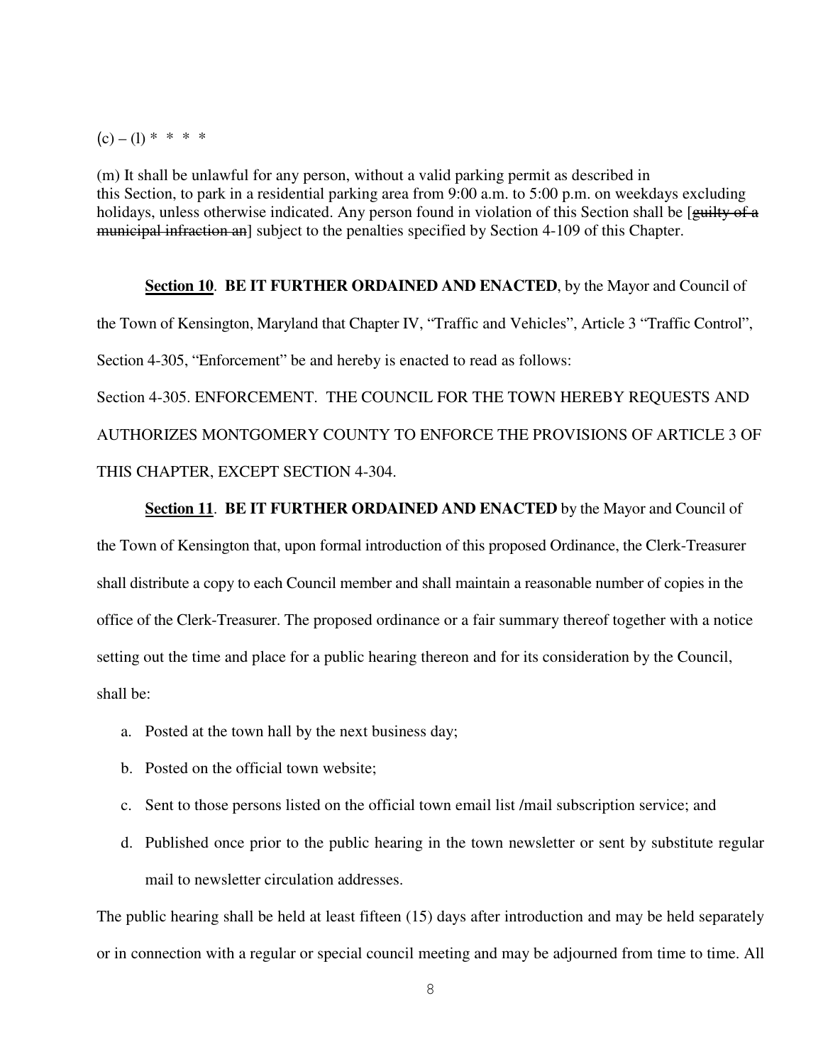(c) – (l) * * * *

(m) It shall be unlawful for any person, without a valid parking permit as described in this Section, to park in a residential parking area from 9:00 a.m. to 5:00 p.m. on weekdays excluding holidays, unless otherwise indicated. Any person found in violation of this Section shall be [~~guilty of a municipal infraction an~~] subject to the penalties specified by Section 4-109 of this Chapter.

**<u>Section 10</u>**. **BE IT FURTHER ORDAINED AND ENACTED**, by the Mayor and Council of the Town of Kensington, Maryland that Chapter IV, "Traffic and Vehicles", Article 3 "Traffic Control", Section 4-305, "Enforcement" be and hereby is enacted to read as follows:

Section 4-305. ENFORCEMENT. THE COUNCIL FOR THE TOWN HEREBY REQUESTS AND AUTHORIZES MONTGOMERY COUNTY TO ENFORCE THE PROVISIONS OF ARTICLE 3 OF THIS CHAPTER, EXCEPT SECTION 4-304.

**<u>Section 11</u>**. **BE IT FURTHER ORDAINED AND ENACTED** by the Mayor and Council of the Town of Kensington that, upon formal introduction of this proposed Ordinance, the Clerk-Treasurer shall distribute a copy to each Council member and shall maintain a reasonable number of copies in the office of the Clerk-Treasurer. The proposed ordinance or a fair summary thereof together with a notice setting out the time and place for a public hearing thereon and for its consideration by the Council, shall be:

a. Posted at the town hall by the next business day;
b. Posted on the official town website;
c. Sent to those persons listed on the official town email list /mail subscription service; and
d. Published once prior to the public hearing in the town newsletter or sent by substitute regular mail to newsletter circulation addresses.

The public hearing shall be held at least fifteen (15) days after introduction and may be held separately or in connection with a regular or special council meeting and may be adjourned from time to time. All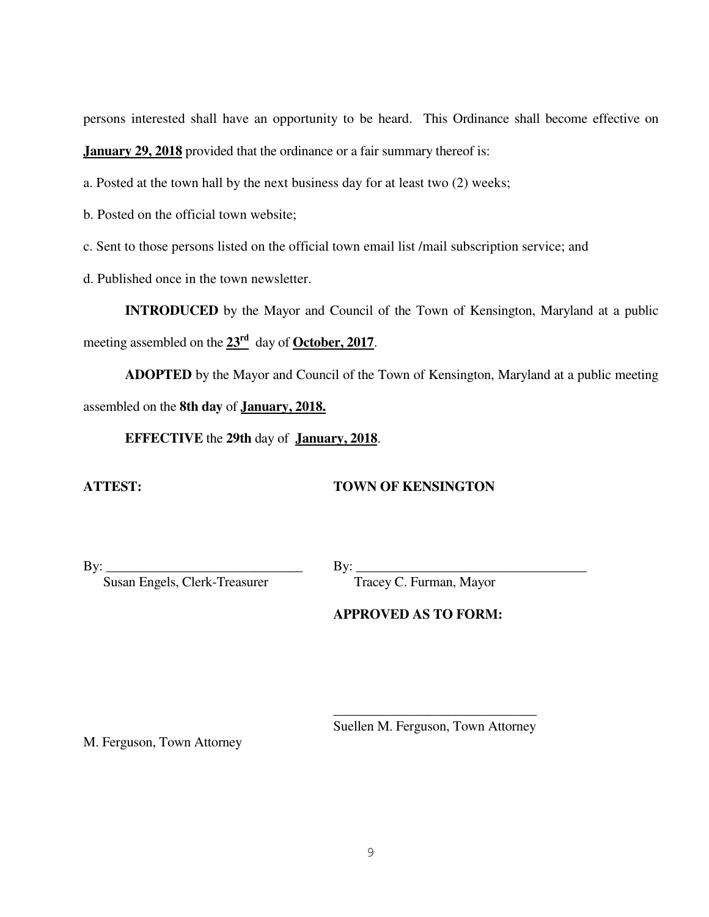persons interested shall have an opportunity to be heard. This Ordinance shall become effective on **January 29, 2018** provided that the ordinance or a fair summary thereof is:

a. Posted at the town hall by the next business day for at least two (2) weeks;

b. Posted on the official town website;

c. Sent to those persons listed on the official town email list /mail subscription service; and

d. Published once in the town newsletter.

**INTRODUCED** by the Mayor and Council of the Town of Kensington, Maryland at a public meeting assembled on the **23rd** day of **October, 2017**.

**ADOPTED** by the Mayor and Council of the Town of Kensington, Maryland at a public meeting assembled on the **8th day** of **January, 2018.**

**EFFECTIVE** the **29th** day of **January, 2018**.

**ATTEST:**

By: _____________________________
Susan Engels, Clerk-Treasurer

**TOWN OF KENSINGTON**

By: __________________________________
Tracey C. Furman, Mayor

**APPROVED AS TO FORM:**

______________________________
Suellen M. Ferguson, Town Attorney

M. Ferguson, Town Attorney